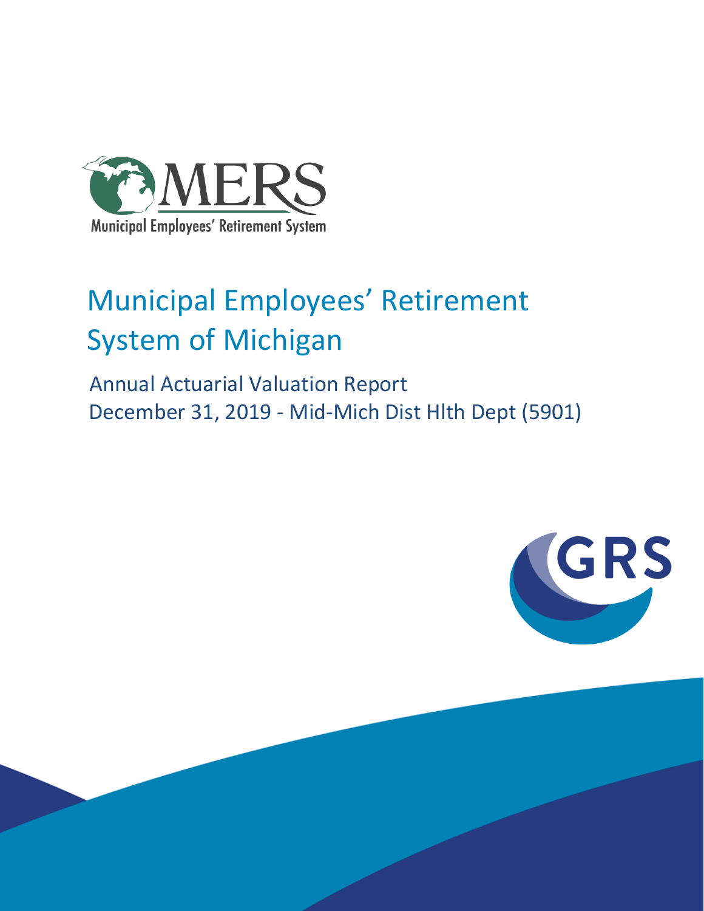MERS

Municipal Employees' Retirement System

# Municipal Employees' Retirement System of Michigan

## Annual Actuarial Valuation Report
## December 31, 2019 - Mid-Mich Dist Hlth Dept (5901)

GRS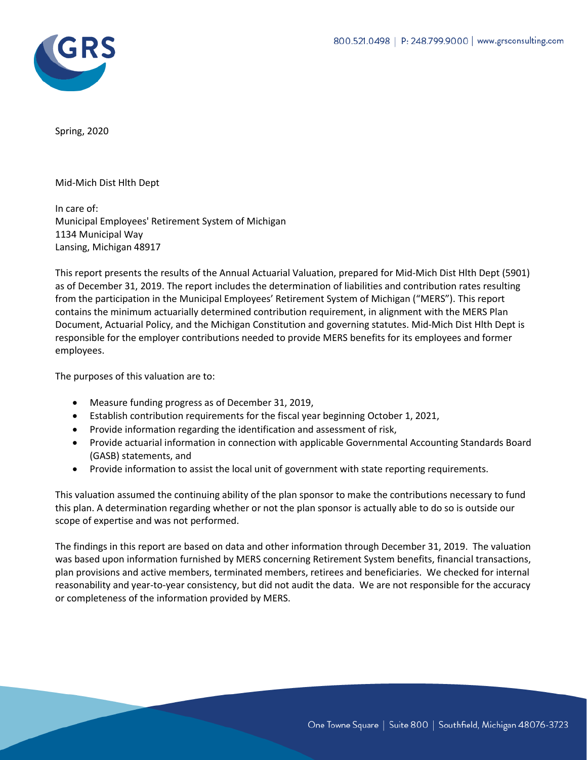Spring, 2020

Mid-Mich Dist Hlth Dept

In care of:
Municipal Employees' Retirement System of Michigan
1134 Municipal Way
Lansing, Michigan 48917

This report presents the results of the Annual Actuarial Valuation, prepared for Mid-Mich Dist Hlth Dept (5901) as of December 31, 2019. The report includes the determination of liabilities and contribution rates resulting from the participation in the Municipal Employees' Retirement System of Michigan ("MERS"). This report contains the minimum actuarially determined contribution requirement, in alignment with the MERS Plan Document, Actuarial Policy, and the Michigan Constitution and governing statutes. Mid-Mich Dist Hlth Dept is responsible for the employer contributions needed to provide MERS benefits for its employees and former employees.

The purposes of this valuation are to:

- Measure funding progress as of December 31, 2019,
- Establish contribution requirements for the fiscal year beginning October 1, 2021,
- Provide information regarding the identification and assessment of risk,
- Provide actuarial information in connection with applicable Governmental Accounting Standards Board (GASB) statements, and
- Provide information to assist the local unit of government with state reporting requirements.

This valuation assumed the continuing ability of the plan sponsor to make the contributions necessary to fund this plan. A determination regarding whether or not the plan sponsor is actually able to do so is outside our scope of expertise and was not performed.

The findings in this report are based on data and other information through December 31, 2019. The valuation was based upon information furnished by MERS concerning Retirement System benefits, financial transactions, plan provisions and active members, terminated members, retirees and beneficiaries. We checked for internal reasonability and year-to-year consistency, but did not audit the data. We are not responsible for the accuracy or completeness of the information provided by MERS.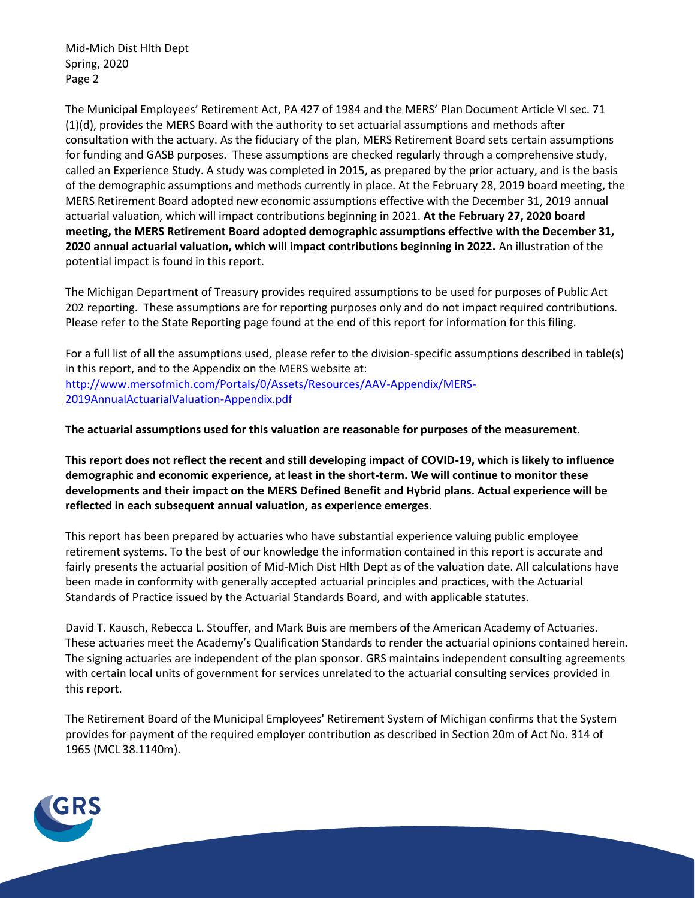The Municipal Employees' Retirement Act, PA 427 of 1984 and the MERS' Plan Document Article VI sec. 71 (1)(d), provides the MERS Board with the authority to set actuarial assumptions and methods after consultation with the actuary. As the fiduciary of the plan, MERS Retirement Board sets certain assumptions for funding and GASB purposes. These assumptions are checked regularly through a comprehensive study, called an Experience Study. A study was completed in 2015, as prepared by the prior actuary, and is the basis of the demographic assumptions and methods currently in place. At the February 28, 2019 board meeting, the MERS Retirement Board adopted new economic assumptions effective with the December 31, 2019 annual actuarial valuation, which will impact contributions beginning in 2021. **At the February 27, 2020 board meeting, the MERS Retirement Board adopted demographic assumptions effective with the December 31, 2020 annual actuarial valuation, which will impact contributions beginning in 2022.** An illustration of the potential impact is found in this report.

The Michigan Department of Treasury provides required assumptions to be used for purposes of Public Act 202 reporting. These assumptions are for reporting purposes only and do not impact required contributions. Please refer to the State Reporting page found at the end of this report for information for this filing.

For a full list of all the assumptions used, please refer to the division-specific assumptions described in table(s) in this report, and to the Appendix on the MERS website at: [http://www.mersofmich.com/Portals/0/Assets/Resources/AAV-Appendix/MERS-2019AnnualActuarialValuation-Appendix.pdf](http://www.mersofmich.com/Portals/0/Assets/Resources/AAV-Appendix/MERS-2019AnnualActuarialValuation-Appendix.pdf)

**The actuarial assumptions used for this valuation are reasonable for purposes of the measurement.**

**This report does not reflect the recent and still developing impact of COVID-19, which is likely to influence demographic and economic experience, at least in the short-term. We will continue to monitor these developments and their impact on the MERS Defined Benefit and Hybrid plans. Actual experience will be reflected in each subsequent annual valuation, as experience emerges.**

This report has been prepared by actuaries who have substantial experience valuing public employee retirement systems. To the best of our knowledge the information contained in this report is accurate and fairly presents the actuarial position of Mid-Mich Dist Hlth Dept as of the valuation date. All calculations have been made in conformity with generally accepted actuarial principles and practices, with the Actuarial Standards of Practice issued by the Actuarial Standards Board, and with applicable statutes.

David T. Kausch, Rebecca L. Stouffer, and Mark Buis are members of the American Academy of Actuaries. These actuaries meet the Academy's Qualification Standards to render the actuarial opinions contained herein. The signing actuaries are independent of the plan sponsor. GRS maintains independent consulting agreements with certain local units of government for services unrelated to the actuarial consulting services provided in this report.

The Retirement Board of the Municipal Employees' Retirement System of Michigan confirms that the System provides for payment of the required employer contribution as described in Section 20m of Act No. 314 of 1965 (MCL 38.1140m).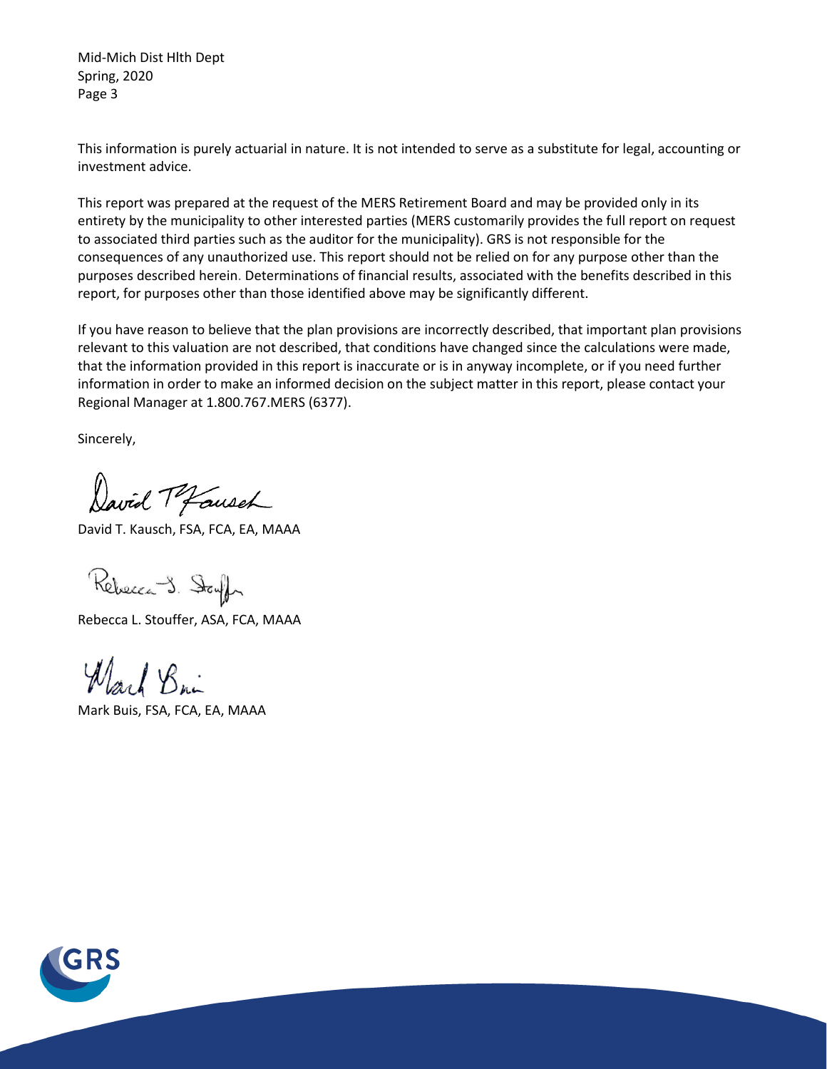This information is purely actuarial in nature. It is not intended to serve as a substitute for legal, accounting or investment advice.

This report was prepared at the request of the MERS Retirement Board and may be provided only in its entirety by the municipality to other interested parties (MERS customarily provides the full report on request to associated third parties such as the auditor for the municipality). GRS is not responsible for the consequences of any unauthorized use. This report should not be relied on for any purpose other than the purposes described herein. Determinations of financial results, associated with the benefits described in this report, for purposes other than those identified above may be significantly different.

If you have reason to believe that the plan provisions are incorrectly described, that important plan provisions relevant to this valuation are not described, that conditions have changed since the calculations were made, that the information provided in this report is inaccurate or is in anyway incomplete, or if you need further information in order to make an informed decision on the subject matter in this report, please contact your Regional Manager at 1.800.767.MERS (6377).

Sincerely,

David T. Kausch, FSA, FCA, EA, MAAA

Rebecca L. Stouffer, ASA, FCA, MAAA

Mark Buis, FSA, FCA, EA, MAAA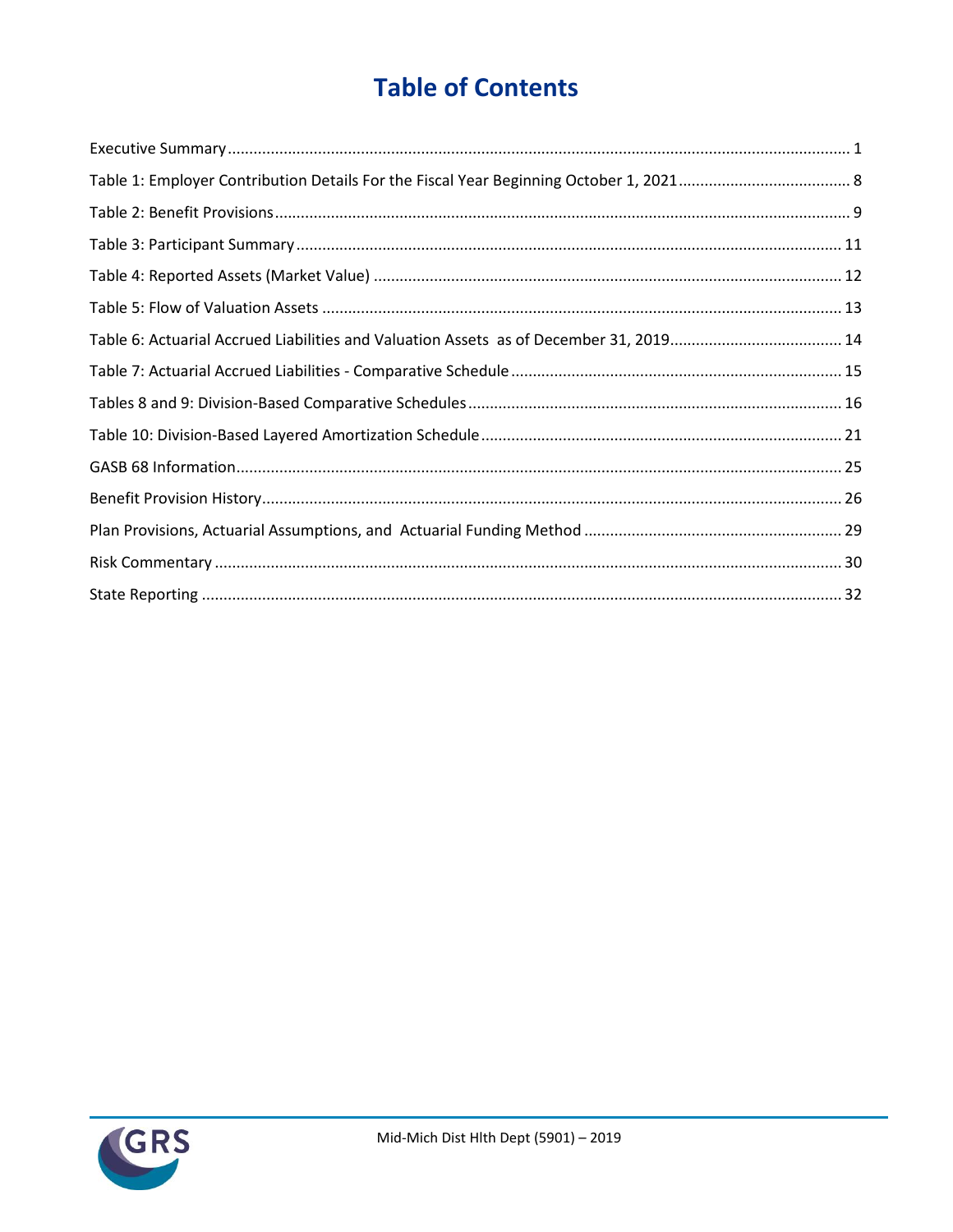# Table of Contents

Executive Summary ........................................................................................................................................ 1

Table 1: Employer Contribution Details For the Fiscal Year Beginning October 1, 2021 ........................................ 8

Table 2: Benefit Provisions .............................................................................................................................. 9

Table 3: Participant Summary ......................................................................................................................... 11

Table 4: Reported Assets (Market Value) ......................................................................................................... 12

Table 5: Flow of Valuation Assets ................................................................................................................... 13

Table 6: Actuarial Accrued Liabilities and Valuation Assets as of December 31, 2019 ........................................ 14

Table 7: Actuarial Accrued Liabilities - Comparative Schedule ........................................................................... 15

Tables 8 and 9: Division-Based Comparative Schedules ..................................................................................... 16

Table 10: Division-Based Layered Amortization Schedule .................................................................................. 21

GASB 68 Information ...................................................................................................................................... 25

Benefit Provision History ................................................................................................................................. 26

Plan Provisions, Actuarial Assumptions, and Actuarial Funding Method ............................................................ 29

Risk Commentary ........................................................................................................................................... 30

State Reporting .............................................................................................................................................. 32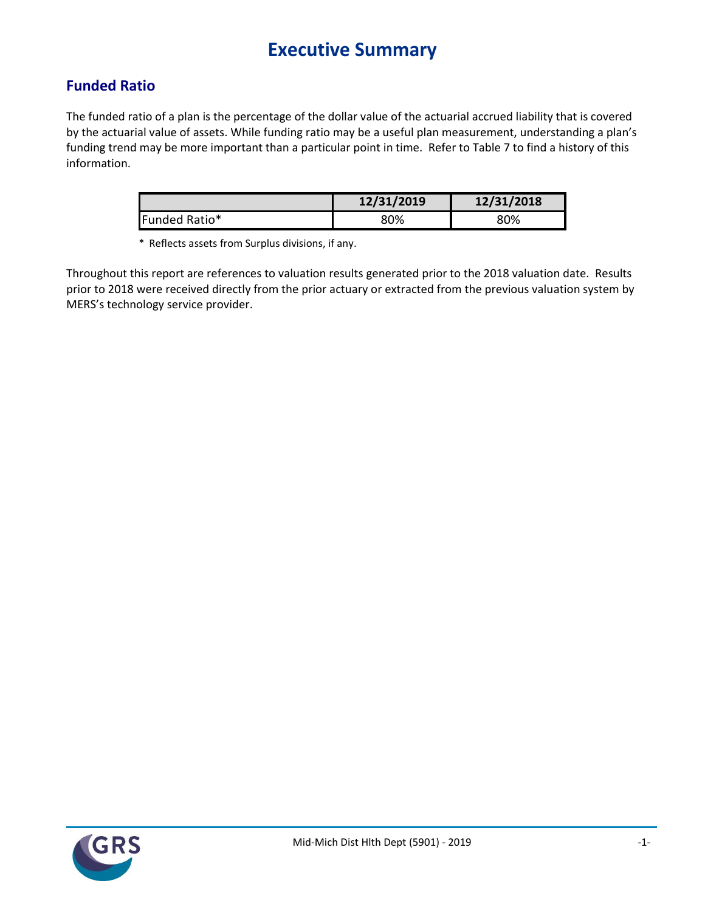# Executive Summary

## Funded Ratio

The funded ratio of a plan is the percentage of the dollar value of the actuarial accrued liability that is covered by the actuarial value of assets. While funding ratio may be a useful plan measurement, understanding a plan's funding trend may be more important than a particular point in time. Refer to Table 7 to find a history of this information.

| | 12/31/2019 | 12/31/2018 |
|---|---|---|
| Funded Ratio* | 80% | 80% |

\* Reflects assets from Surplus divisions, if any.

Throughout this report are references to valuation results generated prior to the 2018 valuation date. Results prior to 2018 were received directly from the prior actuary or extracted from the previous valuation system by MERS's technology service provider.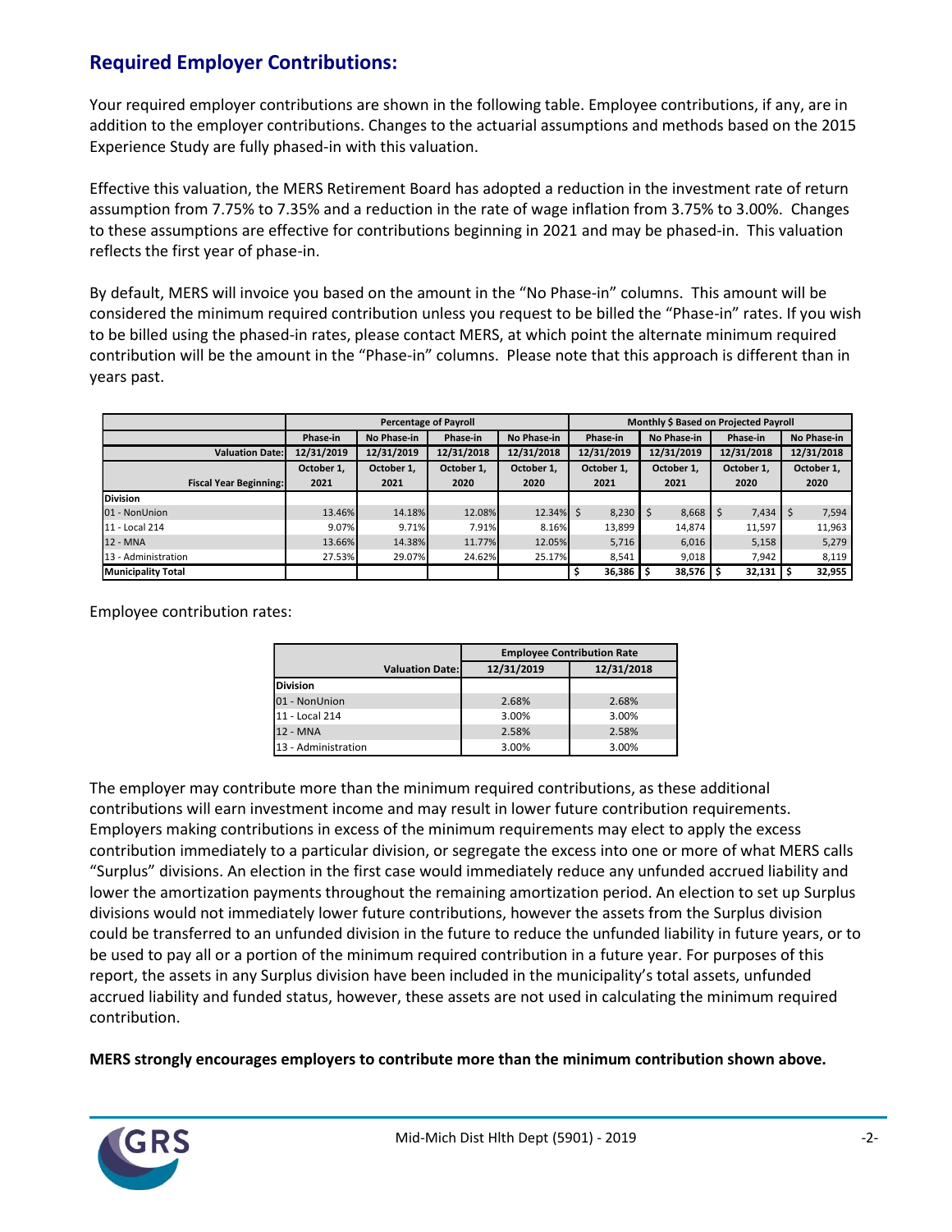## Required Employer Contributions:

Your required employer contributions are shown in the following table. Employee contributions, if any, are in addition to the employer contributions. Changes to the actuarial assumptions and methods based on the 2015 Experience Study are fully phased-in with this valuation.

Effective this valuation, the MERS Retirement Board has adopted a reduction in the investment rate of return assumption from 7.75% to 7.35% and a reduction in the rate of wage inflation from 3.75% to 3.00%. Changes to these assumptions are effective for contributions beginning in 2021 and may be phased-in. This valuation reflects the first year of phase-in.

By default, MERS will invoice you based on the amount in the "No Phase-in" columns. This amount will be considered the minimum required contribution unless you request to be billed the "Phase-in" rates. If you wish to be billed using the phased-in rates, please contact MERS, at which point the alternate minimum required contribution will be the amount in the "Phase-in" columns. Please note that this approach is different than in years past.

| | Percentage of Payroll | | | | Monthly $ Based on Projected Payroll | | | |
|---|---|---|---|---|---|---|---|---|
| | Phase-in | No Phase-in | Phase-in | No Phase-in | Phase-in | No Phase-in | Phase-in | No Phase-in |
| Valuation Date: | 12/31/2019 | 12/31/2019 | 12/31/2018 | 12/31/2018 | 12/31/2019 | 12/31/2019 | 12/31/2018 | 12/31/2018 |
| Fiscal Year Beginning: | October 1, 2021 | October 1, 2021 | October 1, 2020 | October 1, 2020 | October 1, 2021 | October 1, 2021 | October 1, 2020 | October 1, 2020 |
| **Division** | | | | | | | | |
| 01 - NonUnion | 13.46% | 14.18% | 12.08% | 12.34% | $ 8,230 | $ 8,668 | $ 7,434 | $ 7,594 |
| 11 - Local 214 | 9.07% | 9.71% | 7.91% | 8.16% | 13,899 | 14,874 | 11,597 | 11,963 |
| 12 - MNA | 13.66% | 14.38% | 11.77% | 12.05% | 5,716 | 6,016 | 5,158 | 5,279 |
| 13 - Administration | 27.53% | 29.07% | 24.62% | 25.17% | 8,541 | 9,018 | 7,942 | 8,119 |
| **Municipality Total** | | | | | $ 36,386 | $ 38,576 | $ 32,131 | $ 32,955 |

Employee contribution rates:

| | Employee Contribution Rate | |
|---|---|---|
| Valuation Date: | 12/31/2019 | 12/31/2018 |
| **Division** | | |
| 01 - NonUnion | 2.68% | 2.68% |
| 11 - Local 214 | 3.00% | 3.00% |
| 12 - MNA | 2.58% | 2.58% |
| 13 - Administration | 3.00% | 3.00% |

The employer may contribute more than the minimum required contributions, as these additional contributions will earn investment income and may result in lower future contribution requirements. Employers making contributions in excess of the minimum requirements may elect to apply the excess contribution immediately to a particular division, or segregate the excess into one or more of what MERS calls "Surplus" divisions. An election in the first case would immediately reduce any unfunded accrued liability and lower the amortization payments throughout the remaining amortization period. An election to set up Surplus divisions would not immediately lower future contributions, however the assets from the Surplus division could be transferred to an unfunded division in the future to reduce the unfunded liability in future years, or to be used to pay all or a portion of the minimum required contribution in a future year. For purposes of this report, the assets in any Surplus division have been included in the municipality's total assets, unfunded accrued liability and funded status, however, these assets are not used in calculating the minimum required contribution.

**MERS strongly encourages employers to contribute more than the minimum contribution shown above.**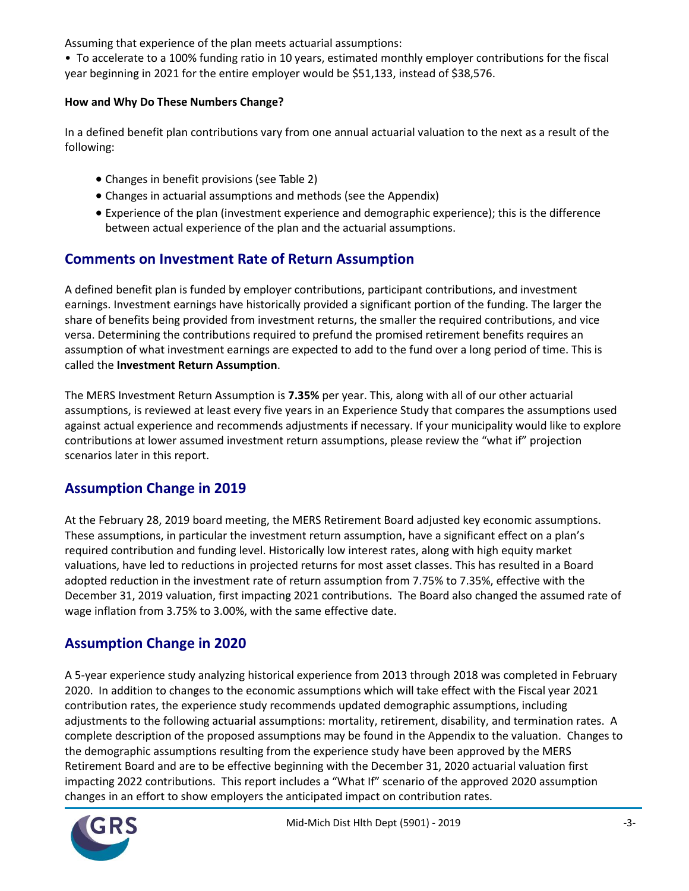Assuming that experience of the plan meets actuarial assumptions:

• To accelerate to a 100% funding ratio in 10 years, estimated monthly employer contributions for the fiscal year beginning in 2021 for the entire employer would be $51,133, instead of $38,576.

**How and Why Do These Numbers Change?**

In a defined benefit plan contributions vary from one annual actuarial valuation to the next as a result of the following:

- Changes in benefit provisions (see Table 2)
- Changes in actuarial assumptions and methods (see the Appendix)
- Experience of the plan (investment experience and demographic experience); this is the difference between actual experience of the plan and the actuarial assumptions.

## Comments on Investment Rate of Return Assumption

A defined benefit plan is funded by employer contributions, participant contributions, and investment earnings. Investment earnings have historically provided a significant portion of the funding. The larger the share of benefits being provided from investment returns, the smaller the required contributions, and vice versa. Determining the contributions required to prefund the promised retirement benefits requires an assumption of what investment earnings are expected to add to the fund over a long period of time. This is called the **Investment Return Assumption**.

The MERS Investment Return Assumption is **7.35%** per year. This, along with all of our other actuarial assumptions, is reviewed at least every five years in an Experience Study that compares the assumptions used against actual experience and recommends adjustments if necessary. If your municipality would like to explore contributions at lower assumed investment return assumptions, please review the "what if" projection scenarios later in this report.

## Assumption Change in 2019

At the February 28, 2019 board meeting, the MERS Retirement Board adjusted key economic assumptions. These assumptions, in particular the investment return assumption, have a significant effect on a plan's required contribution and funding level. Historically low interest rates, along with high equity market valuations, have led to reductions in projected returns for most asset classes. This has resulted in a Board adopted reduction in the investment rate of return assumption from 7.75% to 7.35%, effective with the December 31, 2019 valuation, first impacting 2021 contributions. The Board also changed the assumed rate of wage inflation from 3.75% to 3.00%, with the same effective date.

## Assumption Change in 2020

A 5-year experience study analyzing historical experience from 2013 through 2018 was completed in February 2020. In addition to changes to the economic assumptions which will take effect with the Fiscal year 2021 contribution rates, the experience study recommends updated demographic assumptions, including adjustments to the following actuarial assumptions: mortality, retirement, disability, and termination rates. A complete description of the proposed assumptions may be found in the Appendix to the valuation. Changes to the demographic assumptions resulting from the experience study have been approved by the MERS Retirement Board and are to be effective beginning with the December 31, 2020 actuarial valuation first impacting 2022 contributions. This report includes a "What If" scenario of the approved 2020 assumption changes in an effort to show employers the anticipated impact on contribution rates.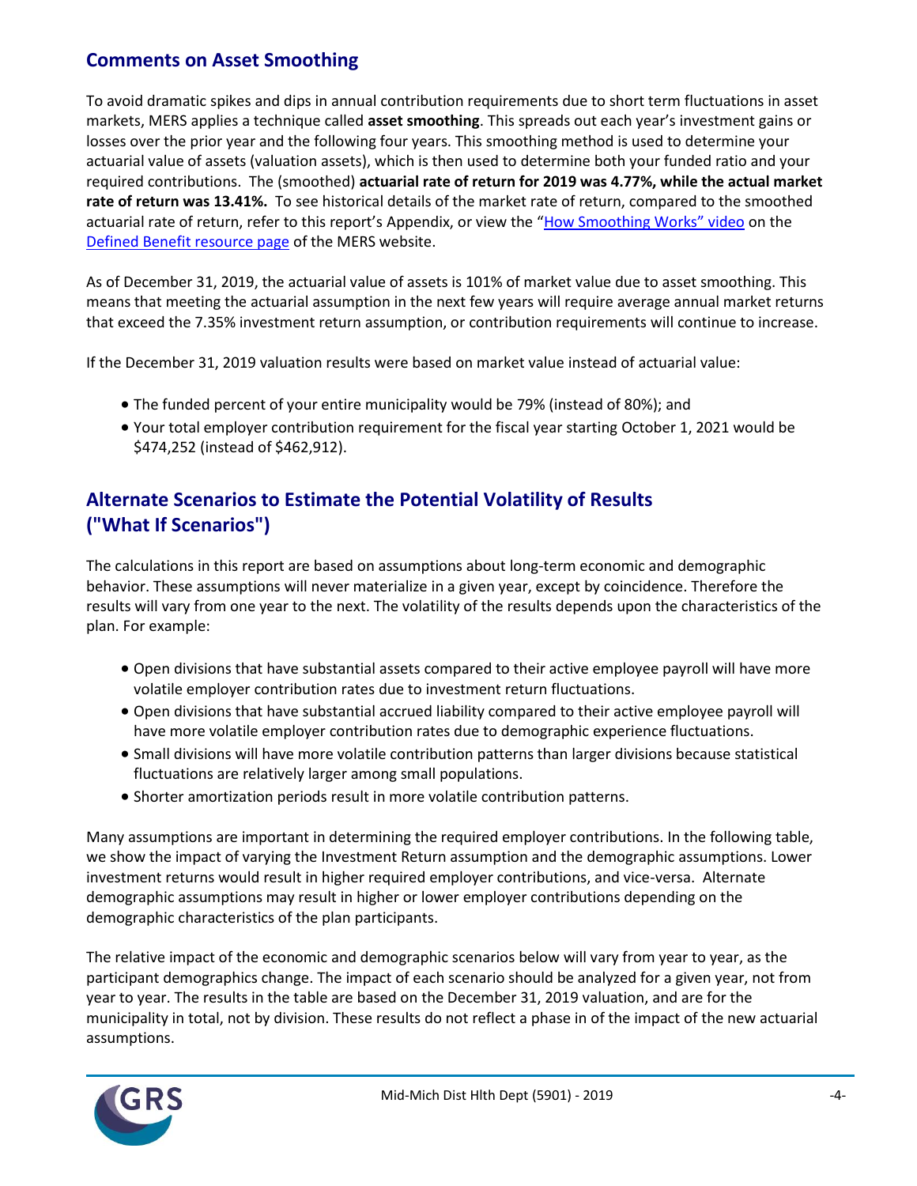## Comments on Asset Smoothing

To avoid dramatic spikes and dips in annual contribution requirements due to short term fluctuations in asset markets, MERS applies a technique called **asset smoothing**. This spreads out each year's investment gains or losses over the prior year and the following four years. This smoothing method is used to determine your actuarial value of assets (valuation assets), which is then used to determine both your funded ratio and your required contributions. The (smoothed) **actuarial rate of return for 2019 was 4.77%, while the actual market rate of return was 13.41%.** To see historical details of the market rate of return, compared to the smoothed actuarial rate of return, refer to this report's Appendix, or view the "How Smoothing Works" video on the Defined Benefit resource page of the MERS website.

As of December 31, 2019, the actuarial value of assets is 101% of market value due to asset smoothing. This means that meeting the actuarial assumption in the next few years will require average annual market returns that exceed the 7.35% investment return assumption, or contribution requirements will continue to increase.

If the December 31, 2019 valuation results were based on market value instead of actuarial value:

- The funded percent of your entire municipality would be 79% (instead of 80%); and
- Your total employer contribution requirement for the fiscal year starting October 1, 2021 would be $474,252 (instead of $462,912).

## Alternate Scenarios to Estimate the Potential Volatility of Results ("What If Scenarios")

The calculations in this report are based on assumptions about long-term economic and demographic behavior. These assumptions will never materialize in a given year, except by coincidence. Therefore the results will vary from one year to the next. The volatility of the results depends upon the characteristics of the plan. For example:

- Open divisions that have substantial assets compared to their active employee payroll will have more volatile employer contribution rates due to investment return fluctuations.
- Open divisions that have substantial accrued liability compared to their active employee payroll will have more volatile employer contribution rates due to demographic experience fluctuations.
- Small divisions will have more volatile contribution patterns than larger divisions because statistical fluctuations are relatively larger among small populations.
- Shorter amortization periods result in more volatile contribution patterns.

Many assumptions are important in determining the required employer contributions. In the following table, we show the impact of varying the Investment Return assumption and the demographic assumptions. Lower investment returns would result in higher required employer contributions, and vice-versa. Alternate demographic assumptions may result in higher or lower employer contributions depending on the demographic characteristics of the plan participants.

The relative impact of the economic and demographic scenarios below will vary from year to year, as the participant demographics change. The impact of each scenario should be analyzed for a given year, not from year to year. The results in the table are based on the December 31, 2019 valuation, and are for the municipality in total, not by division. These results do not reflect a phase in of the impact of the new actuarial assumptions.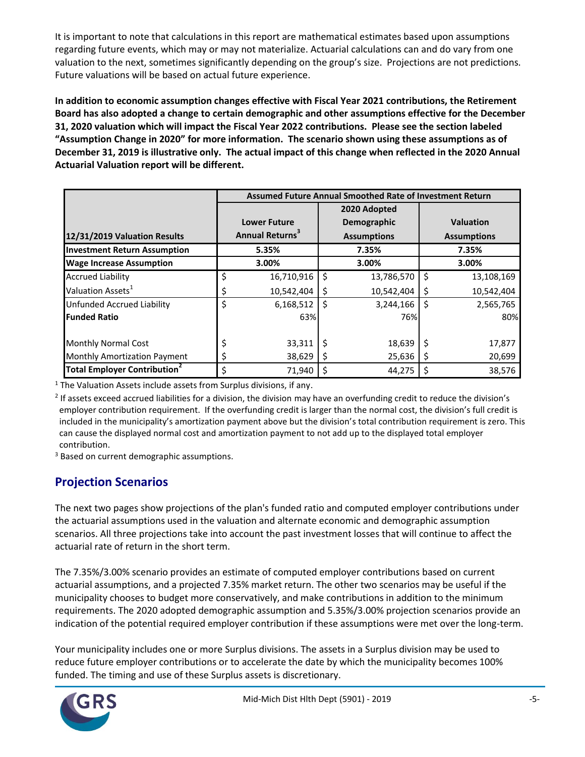It is important to note that calculations in this report are mathematical estimates based upon assumptions regarding future events, which may or may not materialize. Actuarial calculations can and do vary from one valuation to the next, sometimes significantly depending on the group's size. Projections are not predictions. Future valuations will be based on actual future experience.

**In addition to economic assumption changes effective with Fiscal Year 2021 contributions, the Retirement Board has also adopted a change to certain demographic and other assumptions effective for the December 31, 2020 valuation which will impact the Fiscal Year 2022 contributions. Please see the section labeled "Assumption Change in 2020" for more information. The scenario shown using these assumptions as of December 31, 2019 is illustrative only. The actual impact of this change when reflected in the 2020 Annual Actuarial Valuation report will be different.**

| | Assumed Future Annual Smoothed Rate of Investment Return | | |
|---|---|---|---|
| **12/31/2019 Valuation Results** | **Lower Future Annual Returns[3]** | **2020 Adopted Demographic Assumptions** | **Valuation Assumptions** |
| **Investment Return Assumption** | 5.35% | 7.35% | 7.35% |
| **Wage Increase Assumption** | 3.00% | 3.00% | 3.00% |
| Accrued Liability | $ 16,710,916 | $ 13,786,570 | $ 13,108,169 |
| Valuation Assets[1] | $ 10,542,404 | $ 10,542,404 | $ 10,542,404 |
| Unfunded Accrued Liability | $ 6,168,512 | $ 3,244,166 | $ 2,565,765 |
| **Funded Ratio** | 63% | 76% | 80% |
| Monthly Normal Cost | $ 33,311 | $ 18,639 | $ 17,877 |
| Monthly Amortization Payment | $ 38,629 | $ 25,636 | $ 20,699 |
| **Total Employer Contribution[2]** | $ 71,940 | $ 44,275 | $ 38,576 |

[1] The Valuation Assets include assets from Surplus divisions, if any.

[2] If assets exceed accrued liabilities for a division, the division may have an overfunding credit to reduce the division's employer contribution requirement. If the overfunding credit is larger than the normal cost, the division's full credit is included in the municipality's amortization payment above but the division's total contribution requirement is zero. This can cause the displayed normal cost and amortization payment to not add up to the displayed total employer contribution.

[3] Based on current demographic assumptions.

## Projection Scenarios

The next two pages show projections of the plan's funded ratio and computed employer contributions under the actuarial assumptions used in the valuation and alternate economic and demographic assumption scenarios. All three projections take into account the past investment losses that will continue to affect the actuarial rate of return in the short term.

The 7.35%/3.00% scenario provides an estimate of computed employer contributions based on current actuarial assumptions, and a projected 7.35% market return. The other two scenarios may be useful if the municipality chooses to budget more conservatively, and make contributions in addition to the minimum requirements. The 2020 adopted demographic assumption and 5.35%/3.00% projection scenarios provide an indication of the potential required employer contribution if these assumptions were met over the long-term.

Your municipality includes one or more Surplus divisions. The assets in a Surplus division may be used to reduce future employer contributions or to accelerate the date by which the municipality becomes 100% funded. The timing and use of these Surplus assets is discretionary.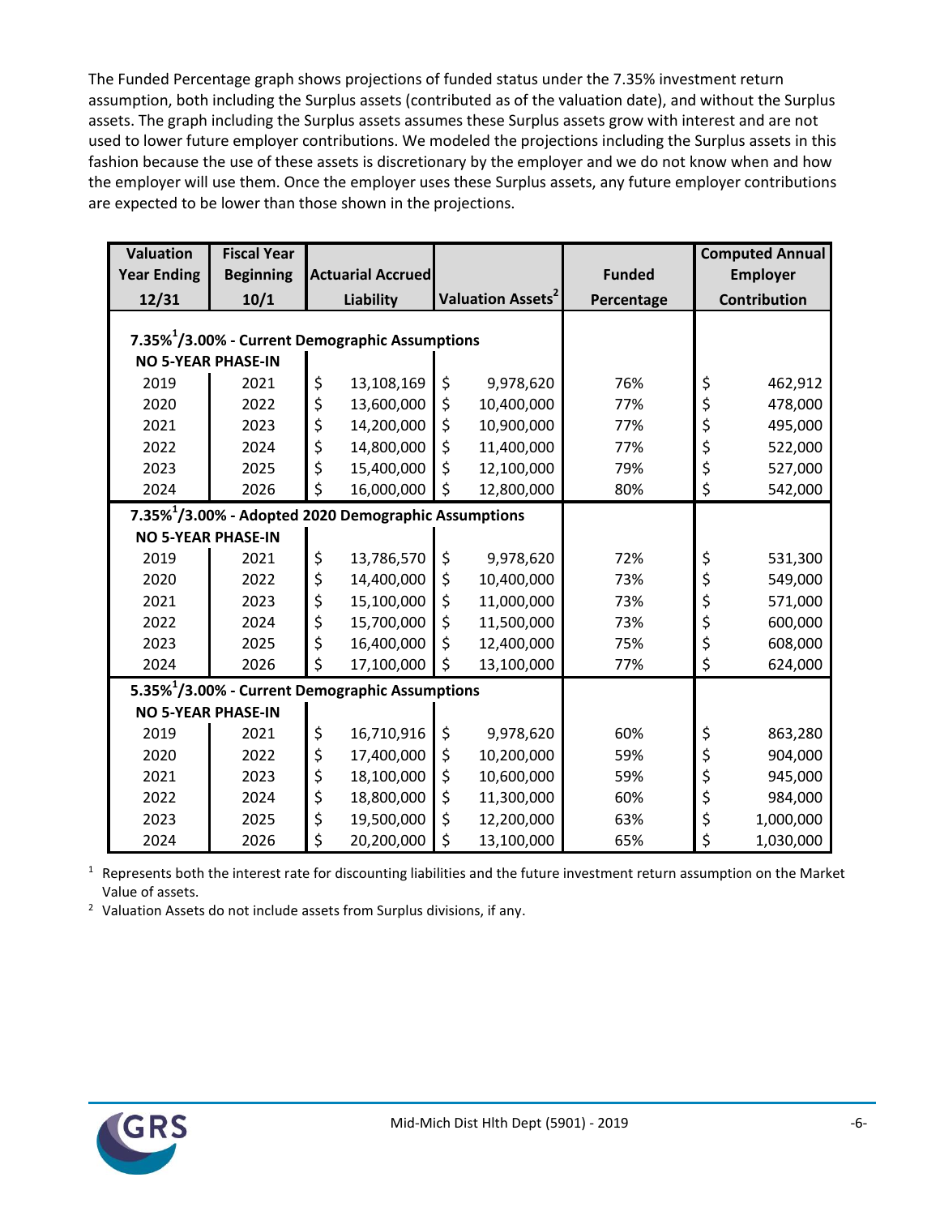The Funded Percentage graph shows projections of funded status under the 7.35% investment return assumption, both including the Surplus assets (contributed as of the valuation date), and without the Surplus assets. The graph including the Surplus assets assumes these Surplus assets grow with interest and are not used to lower future employer contributions. We modeled the projections including the Surplus assets in this fashion because the use of these assets is discretionary by the employer and we do not know when and how the employer will use them. Once the employer uses these Surplus assets, any future employer contributions are expected to be lower than those shown in the projections.

| Valuation Year Ending 12/31 | Fiscal Year Beginning 10/1 | Actuarial Accrued Liability | Valuation Assets[2] | Funded Percentage | Computed Annual Employer Contribution |
|---|---|---|---|---|---|
| **7.35%[1]/3.00% - Current Demographic Assumptions** | | | | | |
| **NO 5-YEAR PHASE-IN** | | | | | |
| 2019 | 2021 | $ 13,108,169 | $ 9,978,620 | 76% | $ 462,912 |
| 2020 | 2022 | $ 13,600,000 | $ 10,400,000 | 77% | $ 478,000 |
| 2021 | 2023 | $ 14,200,000 | $ 10,900,000 | 77% | $ 495,000 |
| 2022 | 2024 | $ 14,800,000 | $ 11,400,000 | 77% | $ 522,000 |
| 2023 | 2025 | $ 15,400,000 | $ 12,100,000 | 79% | $ 527,000 |
| 2024 | 2026 | $ 16,000,000 | $ 12,800,000 | 80% | $ 542,000 |
| **7.35%[1]/3.00% - Adopted 2020 Demographic Assumptions** | | | | | |
| **NO 5-YEAR PHASE-IN** | | | | | |
| 2019 | 2021 | $ 13,786,570 | $ 9,978,620 | 72% | $ 531,300 |
| 2020 | 2022 | $ 14,400,000 | $ 10,400,000 | 73% | $ 549,000 |
| 2021 | 2023 | $ 15,100,000 | $ 11,000,000 | 73% | $ 571,000 |
| 2022 | 2024 | $ 15,700,000 | $ 11,500,000 | 73% | $ 600,000 |
| 2023 | 2025 | $ 16,400,000 | $ 12,400,000 | 75% | $ 608,000 |
| 2024 | 2026 | $ 17,100,000 | $ 13,100,000 | 77% | $ 624,000 |
| **5.35%[1]/3.00% - Current Demographic Assumptions** | | | | | |
| **NO 5-YEAR PHASE-IN** | | | | | |
| 2019 | 2021 | $ 16,710,916 | $ 9,978,620 | 60% | $ 863,280 |
| 2020 | 2022 | $ 17,400,000 | $ 10,200,000 | 59% | $ 904,000 |
| 2021 | 2023 | $ 18,100,000 | $ 10,600,000 | 59% | $ 945,000 |
| 2022 | 2024 | $ 18,800,000 | $ 11,300,000 | 60% | $ 984,000 |
| 2023 | 2025 | $ 19,500,000 | $ 12,200,000 | 63% | $ 1,000,000 |
| 2024 | 2026 | $ 20,200,000 | $ 13,100,000 | 65% | $ 1,030,000 |

[1] Represents both the interest rate for discounting liabilities and the future investment return assumption on the Market Value of assets.

[2] Valuation Assets do not include assets from Surplus divisions, if any.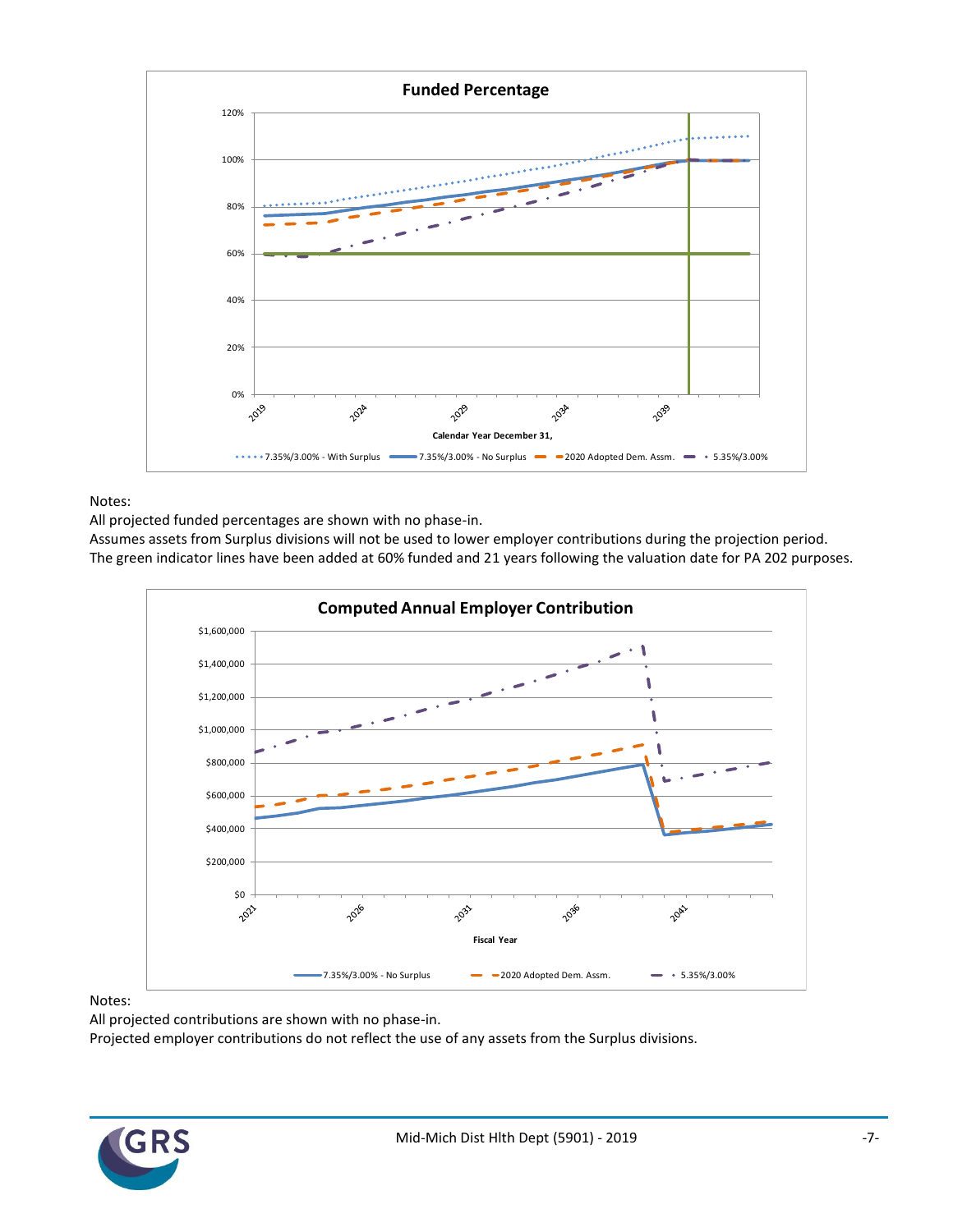**Funded Percentage**

Notes:
All projected funded percentages are shown with no phase-in.
Assumes assets from Surplus divisions will not be used to lower employer contributions during the projection period.
The green indicator lines have been added at 60% funded and 21 years following the valuation date for PA 202 purposes.

**Computed Annual Employer Contribution**

Notes:
All projected contributions are shown with no phase-in.
Projected employer contributions do not reflect the use of any assets from the Surplus divisions.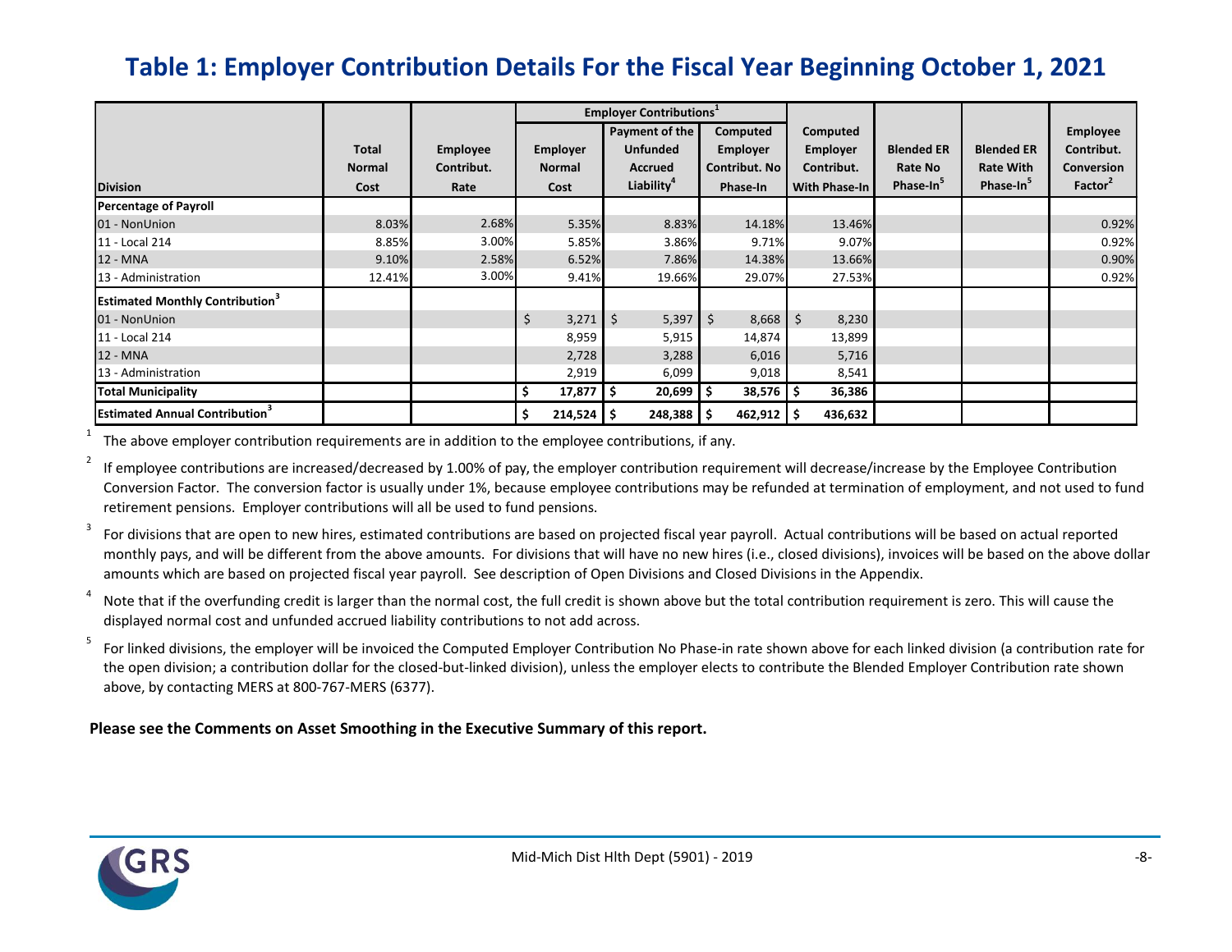# Table 1: Employer Contribution Details For the Fiscal Year Beginning October 1, 2021

| Division | Total Normal Cost | Employee Contribut. Rate | Employer Contributions[1]: Employer Normal Cost | Employer Contributions[1]: Payment of the Unfunded Accrued Liability[4] | Employer Contributions[1]: Computed Employer Contribut. No Phase-In | Computed Employer Contribut. With Phase-In | Blended ER Rate No Phase-In[5] | Blended ER Rate With Phase-In[5] | Employee Contribut. Conversion Factor[2] |
|---|---|---|---|---|---|---|---|---|---|
| **Percentage of Payroll** | | | | | | | | | |
| 01 - NonUnion | 8.03% | 2.68% | 5.35% | 8.83% | 14.18% | 13.46% | | | 0.92% |
| 11 - Local 214 | 8.85% | 3.00% | 5.85% | 3.86% | 9.71% | 9.07% | | | 0.92% |
| 12 - MNA | 9.10% | 2.58% | 6.52% | 7.86% | 14.38% | 13.66% | | | 0.90% |
| 13 - Administration | 12.41% | 3.00% | 9.41% | 19.66% | 29.07% | 27.53% | | | 0.92% |
| **Estimated Monthly Contribution[3]** | | | | | | | | | |
| 01 - NonUnion | | | $ 3,271 | $ 5,397 | $ 8,668 | $ 8,230 | | | |
| 11 - Local 214 | | | 8,959 | 5,915 | 14,874 | 13,899 | | | |
| 12 - MNA | | | 2,728 | 3,288 | 6,016 | 5,716 | | | |
| 13 - Administration | | | 2,919 | 6,099 | 9,018 | 8,541 | | | |
| **Total Municipality** | | | **$ 17,877** | **$ 20,699** | **$ 38,576** | **$ 36,386** | | | |
| **Estimated Annual Contribution[3]** | | | **$ 214,524** | **$ 248,388** | **$ 462,912** | **$ 436,632** | | | |

[1] The above employer contribution requirements are in addition to the employee contributions, if any.

[2] If employee contributions are increased/decreased by 1.00% of pay, the employer contribution requirement will decrease/increase by the Employee Contribution Conversion Factor. The conversion factor is usually under 1%, because employee contributions may be refunded at termination of employment, and not used to fund retirement pensions. Employer contributions will all be used to fund pensions.

[3] For divisions that are open to new hires, estimated contributions are based on projected fiscal year payroll. Actual contributions will be based on actual reported monthly pays, and will be different from the above amounts. For divisions that will have no new hires (i.e., closed divisions), invoices will be based on the above dollar amounts which are based on projected fiscal year payroll. See description of Open Divisions and Closed Divisions in the Appendix.

[4] Note that if the overfunding credit is larger than the normal cost, the full credit is shown above but the total contribution requirement is zero. This will cause the displayed normal cost and unfunded accrued liability contributions to not add across.

[5] For linked divisions, the employer will be invoiced the Computed Employer Contribution No Phase-in rate shown above for each linked division (a contribution rate for the open division; a contribution dollar for the closed-but-linked division), unless the employer elects to contribute the Blended Employer Contribution rate shown above, by contacting MERS at 800-767-MERS (6377).

**Please see the Comments on Asset Smoothing in the Executive Summary of this report.**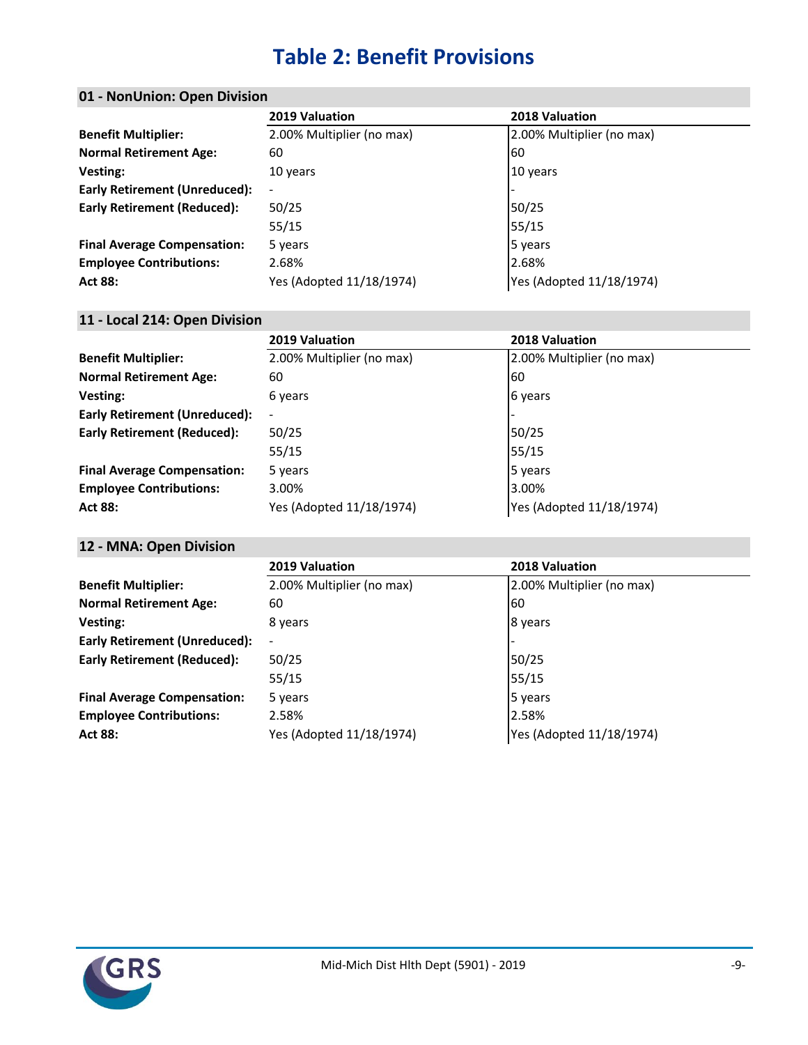# Table 2: Benefit Provisions

### 01 - NonUnion: Open Division

| | 2019 Valuation | 2018 Valuation |
|---|---|---|
| **Benefit Multiplier:** | 2.00% Multiplier (no max) | 2.00% Multiplier (no max) |
| **Normal Retirement Age:** | 60 | 60 |
| **Vesting:** | 10 years | 10 years |
| **Early Retirement (Unreduced):** | - | - |
| **Early Retirement (Reduced):** | 50/25 | 50/25 |
| | 55/15 | 55/15 |
| **Final Average Compensation:** | 5 years | 5 years |
| **Employee Contributions:** | 2.68% | 2.68% |
| **Act 88:** | Yes (Adopted 11/18/1974) | Yes (Adopted 11/18/1974) |

### 11 - Local 214: Open Division

| | 2019 Valuation | 2018 Valuation |
|---|---|---|
| **Benefit Multiplier:** | 2.00% Multiplier (no max) | 2.00% Multiplier (no max) |
| **Normal Retirement Age:** | 60 | 60 |
| **Vesting:** | 6 years | 6 years |
| **Early Retirement (Unreduced):** | - | - |
| **Early Retirement (Reduced):** | 50/25 | 50/25 |
| | 55/15 | 55/15 |
| **Final Average Compensation:** | 5 years | 5 years |
| **Employee Contributions:** | 3.00% | 3.00% |
| **Act 88:** | Yes (Adopted 11/18/1974) | Yes (Adopted 11/18/1974) |

### 12 - MNA: Open Division

| | 2019 Valuation | 2018 Valuation |
|---|---|---|
| **Benefit Multiplier:** | 2.00% Multiplier (no max) | 2.00% Multiplier (no max) |
| **Normal Retirement Age:** | 60 | 60 |
| **Vesting:** | 8 years | 8 years |
| **Early Retirement (Unreduced):** | - | - |
| **Early Retirement (Reduced):** | 50/25 | 50/25 |
| | 55/15 | 55/15 |
| **Final Average Compensation:** | 5 years | 5 years |
| **Employee Contributions:** | 2.58% | 2.58% |
| **Act 88:** | Yes (Adopted 11/18/1974) | Yes (Adopted 11/18/1974) |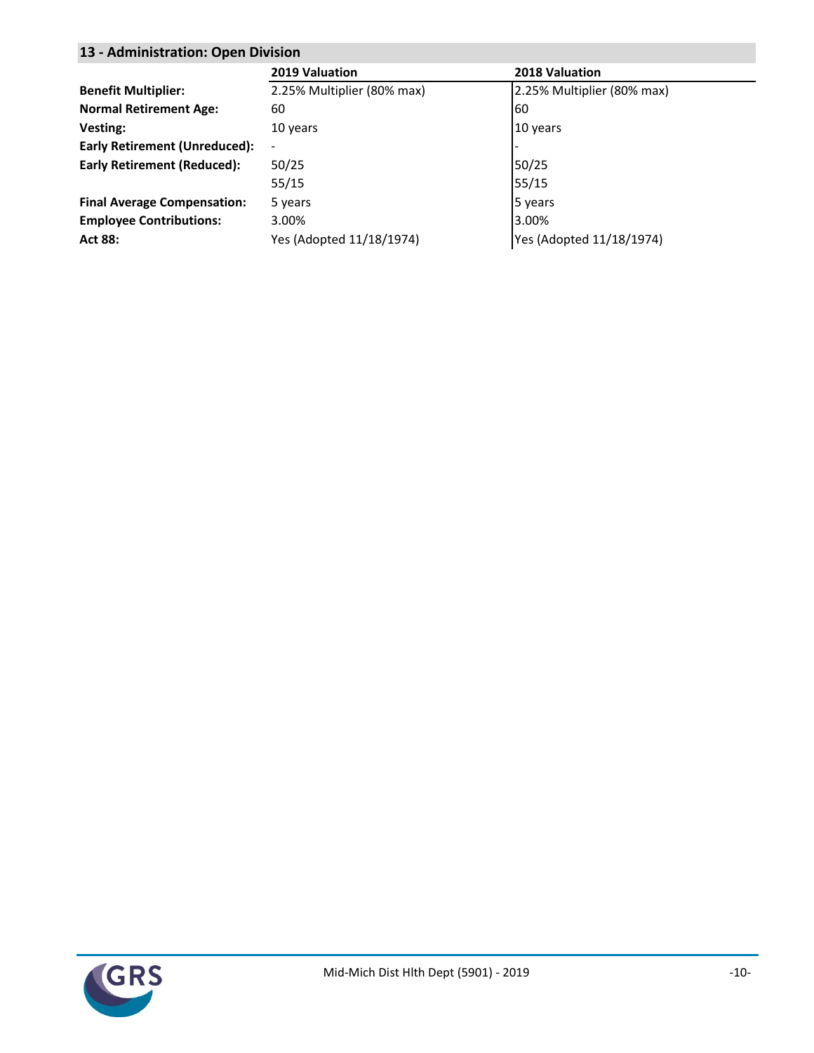## 13 - Administration: Open Division

| | 2019 Valuation | 2018 Valuation |
|---|---|---|
| **Benefit Multiplier:** | 2.25% Multiplier (80% max) | 2.25% Multiplier (80% max) |
| **Normal Retirement Age:** | 60 | 60 |
| **Vesting:** | 10 years | 10 years |
| **Early Retirement (Unreduced):** | - | - |
| **Early Retirement (Reduced):** | 50/25 | 50/25 |
| | 55/15 | 55/15 |
| **Final Average Compensation:** | 5 years | 5 years |
| **Employee Contributions:** | 3.00% | 3.00% |
| **Act 88:** | Yes (Adopted 11/18/1974) | Yes (Adopted 11/18/1974) |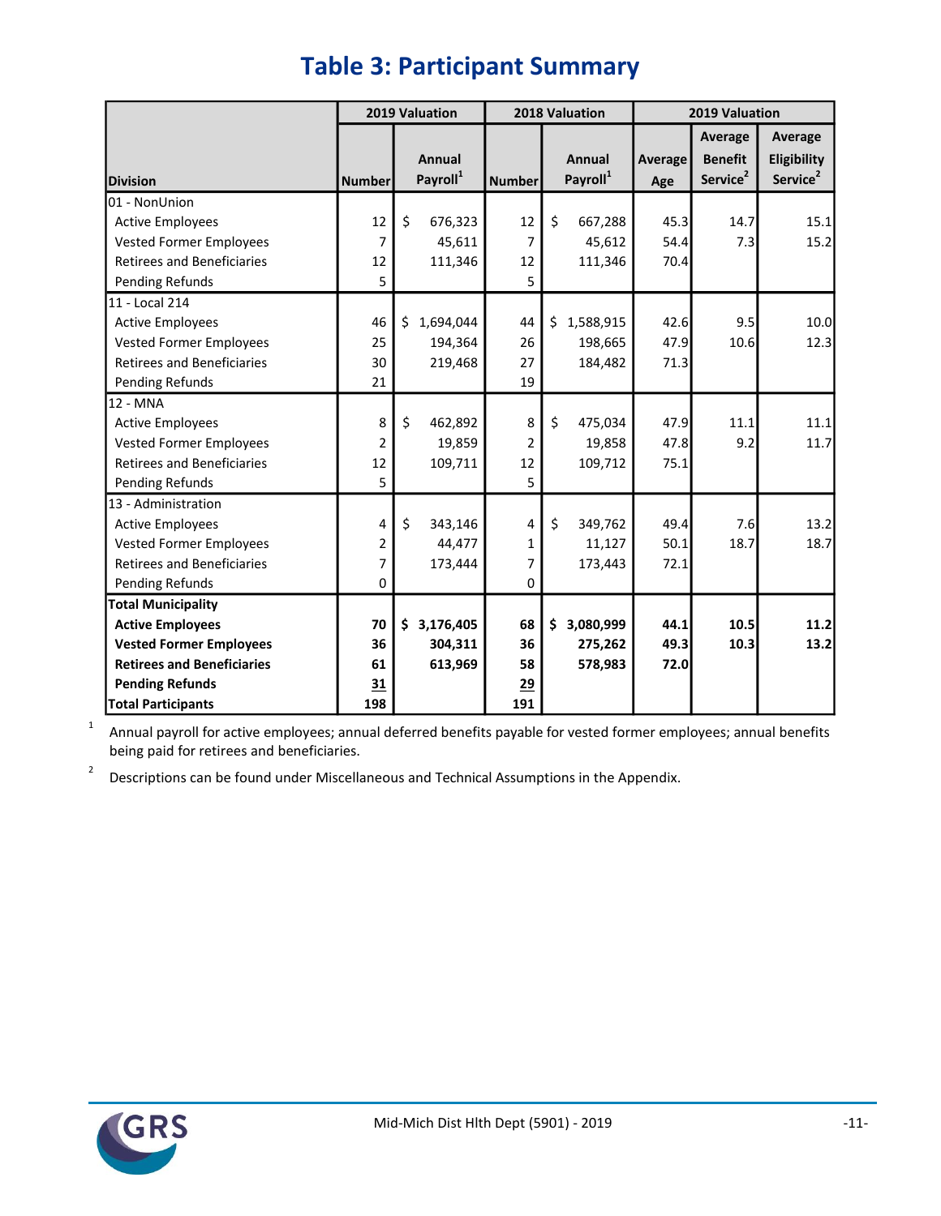# Table 3: Participant Summary

| Division | 2019 Valuation | | 2018 Valuation | | 2019 Valuation | | |
|---|---|---|---|---|---|---|---|
| | Number | Annual Payroll[1] | Number | Annual Payroll[1] | Average Age | Average Benefit Service[2] | Average Eligibility Service[2] |
| **01 - NonUnion** | | | | | | | |
| Active Employees | 12 | $ 676,323 | 12 | $ 667,288 | 45.3 | 14.7 | 15.1 |
| Vested Former Employees | 7 | 45,611 | 7 | 45,612 | 54.4 | 7.3 | 15.2 |
| Retirees and Beneficiaries | 12 | 111,346 | 12 | 111,346 | 70.4 | | |
| Pending Refunds | 5 | | 5 | | | | |
| **11 - Local 214** | | | | | | | |
| Active Employees | 46 | $ 1,694,044 | 44 | $ 1,588,915 | 42.6 | 9.5 | 10.0 |
| Vested Former Employees | 25 | 194,364 | 26 | 198,665 | 47.9 | 10.6 | 12.3 |
| Retirees and Beneficiaries | 30 | 219,468 | 27 | 184,482 | 71.3 | | |
| Pending Refunds | 21 | | 19 | | | | |
| **12 - MNA** | | | | | | | |
| Active Employees | 8 | $ 462,892 | 8 | $ 475,034 | 47.9 | 11.1 | 11.1 |
| Vested Former Employees | 2 | 19,859 | 2 | 19,858 | 47.8 | 9.2 | 11.7 |
| Retirees and Beneficiaries | 12 | 109,711 | 12 | 109,712 | 75.1 | | |
| Pending Refunds | 5 | | 5 | | | | |
| **13 - Administration** | | | | | | | |
| Active Employees | 4 | $ 343,146 | 4 | $ 349,762 | 49.4 | 7.6 | 13.2 |
| Vested Former Employees | 2 | 44,477 | 1 | 11,127 | 50.1 | 18.7 | 18.7 |
| Retirees and Beneficiaries | 7 | 173,444 | 7 | 173,443 | 72.1 | | |
| Pending Refunds | 0 | | 0 | | | | |
| **Total Municipality** | | | | | | | |
| **Active Employees** | **70** | **$ 3,176,405** | **68** | **$ 3,080,999** | **44.1** | **10.5** | **11.2** |
| **Vested Former Employees** | **36** | **304,311** | **36** | **275,262** | **49.3** | **10.3** | **13.2** |
| **Retirees and Beneficiaries** | **61** | **613,969** | **58** | **578,983** | **72.0** | | |
| **Pending Refunds** | **31** | | **29** | | | | |
| **Total Participants** | **198** | | **191** | | | | |

[1] Annual payroll for active employees; annual deferred benefits payable for vested former employees; annual benefits being paid for retirees and beneficiaries.

[2] Descriptions can be found under Miscellaneous and Technical Assumptions in the Appendix.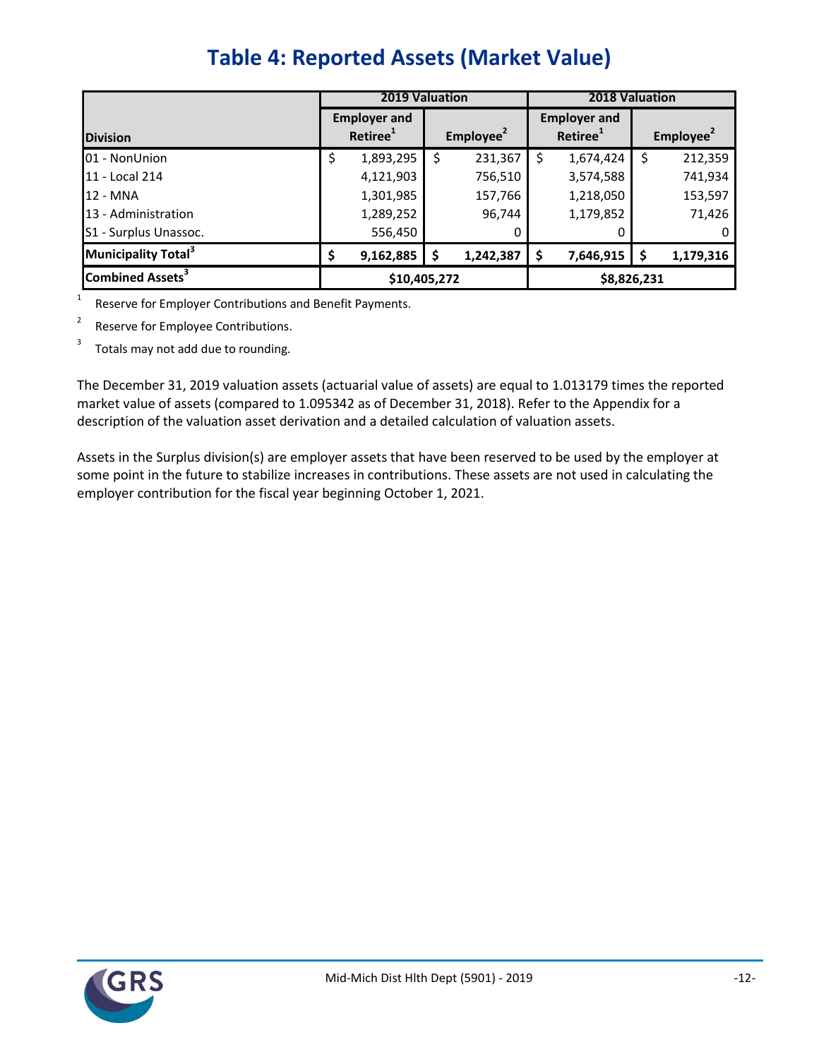# Table 4: Reported Assets (Market Value)

| Division | 2019 Valuation | | 2018 Valuation | |
|---|---|---|---|---|
| | Employer and Retiree[1] | Employee[2] | Employer and Retiree[1] | Employee[2] |
| 01 - NonUnion | $ 1,893,295 | $ 231,367 | $ 1,674,424 | $ 212,359 |
| 11 - Local 214 | 4,121,903 | 756,510 | 3,574,588 | 741,934 |
| 12 - MNA | 1,301,985 | 157,766 | 1,218,050 | 153,597 |
| 13 - Administration | 1,289,252 | 96,744 | 1,179,852 | 71,426 |
| S1 - Surplus Unassoc. | 556,450 | 0 | 0 | 0 |
| **Municipality Total[3]** | **$ 9,162,885** | **$ 1,242,387** | **$ 7,646,915** | **$ 1,179,316** |
| **Combined Assets[3]** | **$10,405,272** | | **$8,826,231** | |

[1] Reserve for Employer Contributions and Benefit Payments.

[2] Reserve for Employee Contributions.

[3] Totals may not add due to rounding.

The December 31, 2019 valuation assets (actuarial value of assets) are equal to 1.013179 times the reported market value of assets (compared to 1.095342 as of December 31, 2018). Refer to the Appendix for a description of the valuation asset derivation and a detailed calculation of valuation assets.

Assets in the Surplus division(s) are employer assets that have been reserved to be used by the employer at some point in the future to stabilize increases in contributions. These assets are not used in calculating the employer contribution for the fiscal year beginning October 1, 2021.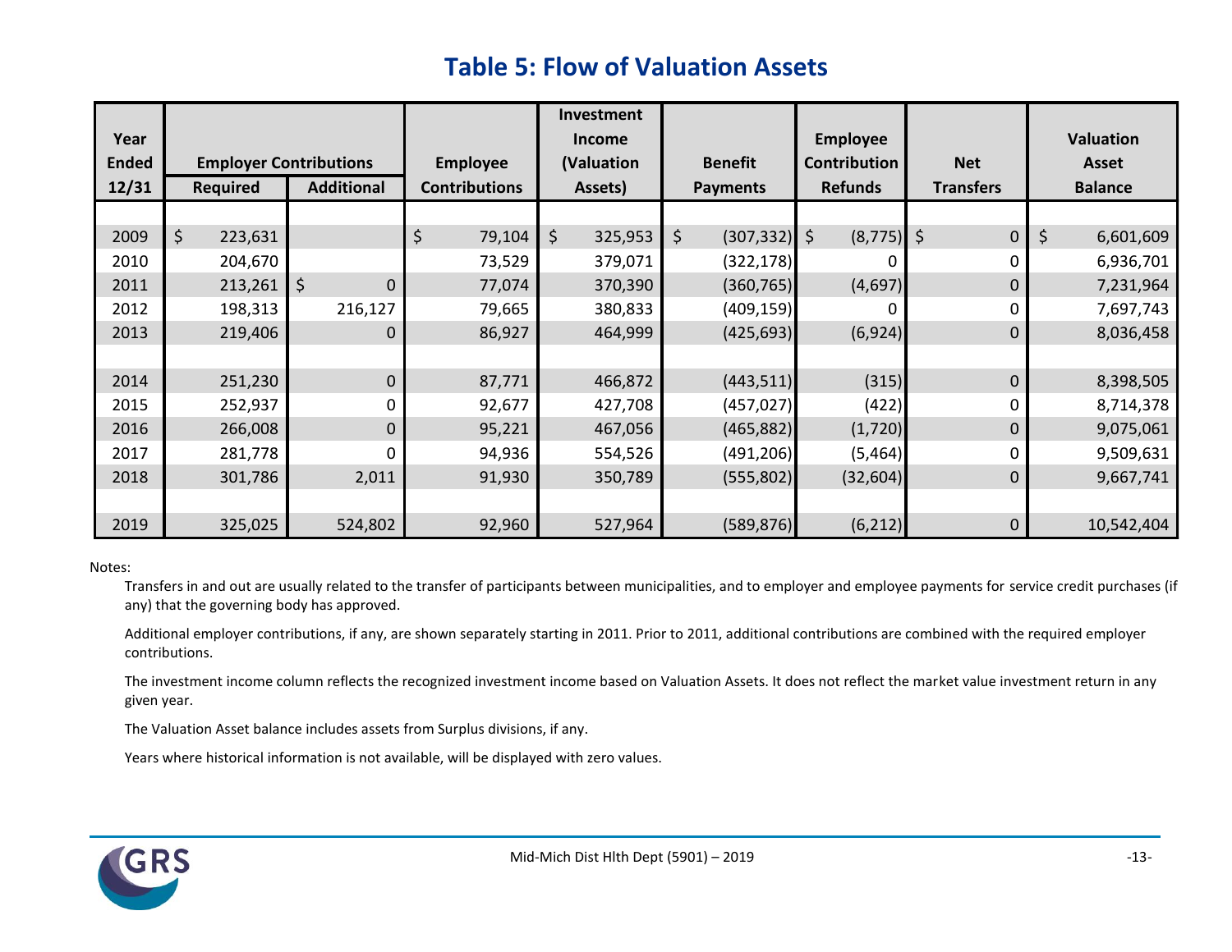# Table 5: Flow of Valuation Assets

| Year Ended 12/31 | Employer Contributions | | Employee Contributions | Investment Income (Valuation Assets) | Benefit Payments | Employee Contribution Refunds | Net Transfers | Valuation Asset Balance |
|---|---|---|---|---|---|---|---|---|
| | Required | Additional | | | | | | |
| 2009 | $ 223,631 | | $ 79,104 | $ 325,953 | $ (307,332) | $ (8,775) | $ 0 | $ 6,601,609 |
| 2010 | 204,670 | | 73,529 | 379,071 | (322,178) | 0 | 0 | 6,936,701 |
| 2011 | 213,261 | $ 0 | 77,074 | 370,390 | (360,765) | (4,697) | 0 | 7,231,964 |
| 2012 | 198,313 | 216,127 | 79,665 | 380,833 | (409,159) | 0 | 0 | 7,697,743 |
| 2013 | 219,406 | 0 | 86,927 | 464,999 | (425,693) | (6,924) | 0 | 8,036,458 |
| 2014 | 251,230 | 0 | 87,771 | 466,872 | (443,511) | (315) | 0 | 8,398,505 |
| 2015 | 252,937 | 0 | 92,677 | 427,708 | (457,027) | (422) | 0 | 8,714,378 |
| 2016 | 266,008 | 0 | 95,221 | 467,056 | (465,882) | (1,720) | 0 | 9,075,061 |
| 2017 | 281,778 | 0 | 94,936 | 554,526 | (491,206) | (5,464) | 0 | 9,509,631 |
| 2018 | 301,786 | 2,011 | 91,930 | 350,789 | (555,802) | (32,604) | 0 | 9,667,741 |
| 2019 | 325,025 | 524,802 | 92,960 | 527,964 | (589,876) | (6,212) | 0 | 10,542,404 |

Notes:

Transfers in and out are usually related to the transfer of participants between municipalities, and to employer and employee payments for service credit purchases (if any) that the governing body has approved.

Additional employer contributions, if any, are shown separately starting in 2011. Prior to 2011, additional contributions are combined with the required employer contributions.

The investment income column reflects the recognized investment income based on Valuation Assets. It does not reflect the market value investment return in any given year.

The Valuation Asset balance includes assets from Surplus divisions, if any.

Years where historical information is not available, will be displayed with zero values.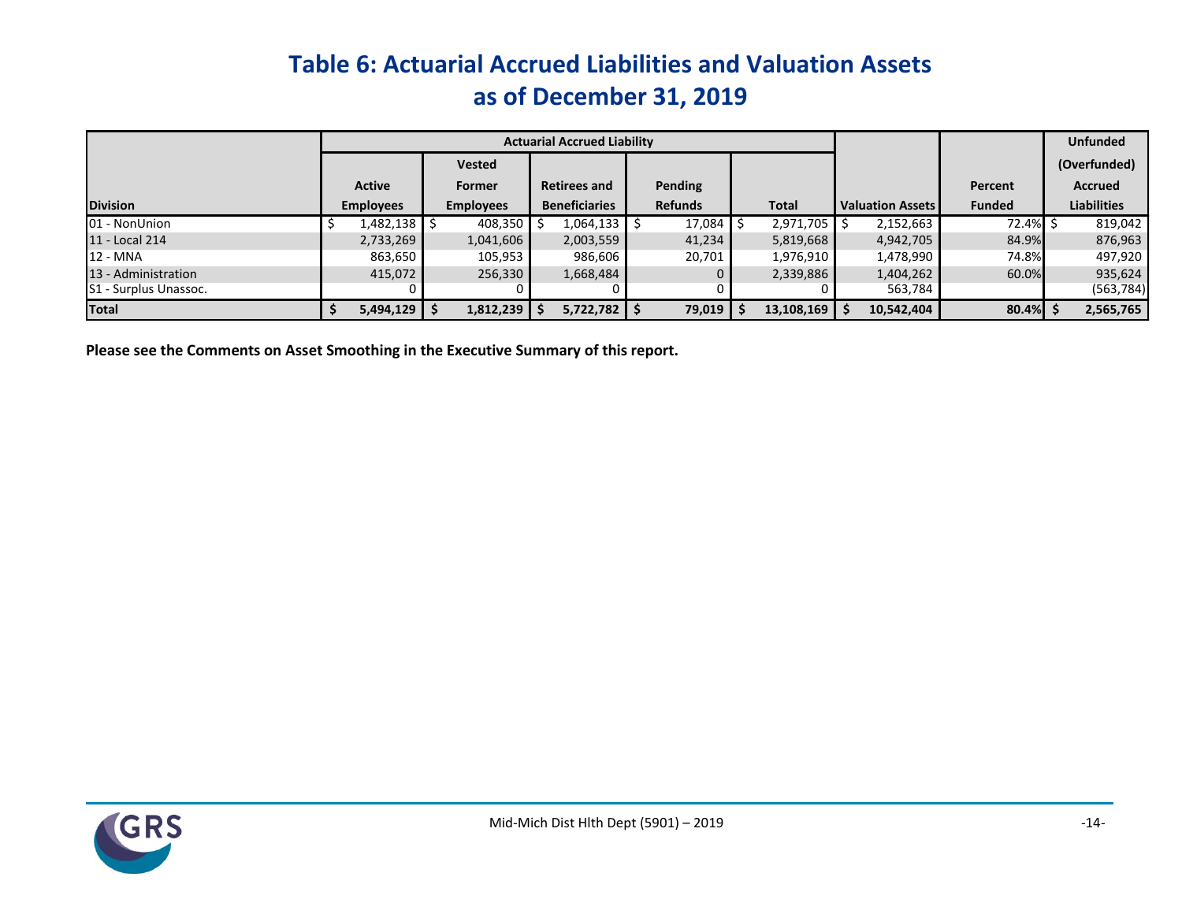# Table 6: Actuarial Accrued Liabilities and Valuation Assets as of December 31, 2019

| Division | Actuarial Accrued Liability | | | | | Valuation Assets | Percent Funded | Unfunded (Overfunded) Accrued Liabilities |
|---|---|---|---|---|---|---|---|---|
| | Active Employees | Vested Former Employees | Retirees and Beneficiaries | Pending Refunds | Total | | | |
| 01 - NonUnion | $ 1,482,138 | $ 408,350 | $ 1,064,133 | $ 17,084 | $ 2,971,705 | $ 2,152,663 | 72.4% | $ 819,042 |
| 11 - Local 214 | 2,733,269 | 1,041,606 | 2,003,559 | 41,234 | 5,819,668 | 4,942,705 | 84.9% | 876,963 |
| 12 - MNA | 863,650 | 105,953 | 986,606 | 20,701 | 1,976,910 | 1,478,990 | 74.8% | 497,920 |
| 13 - Administration | 415,072 | 256,330 | 1,668,484 | 0 | 2,339,886 | 1,404,262 | 60.0% | 935,624 |
| S1 - Surplus Unassoc. | 0 | 0 | 0 | 0 | 0 | 563,784 | | (563,784) |
| **Total** | **$ 5,494,129** | **$ 1,812,239** | **$ 5,722,782** | **$ 79,019** | **$ 13,108,169** | **$ 10,542,404** | **80.4%** | **$ 2,565,765** |

**Please see the Comments on Asset Smoothing in the Executive Summary of this report.**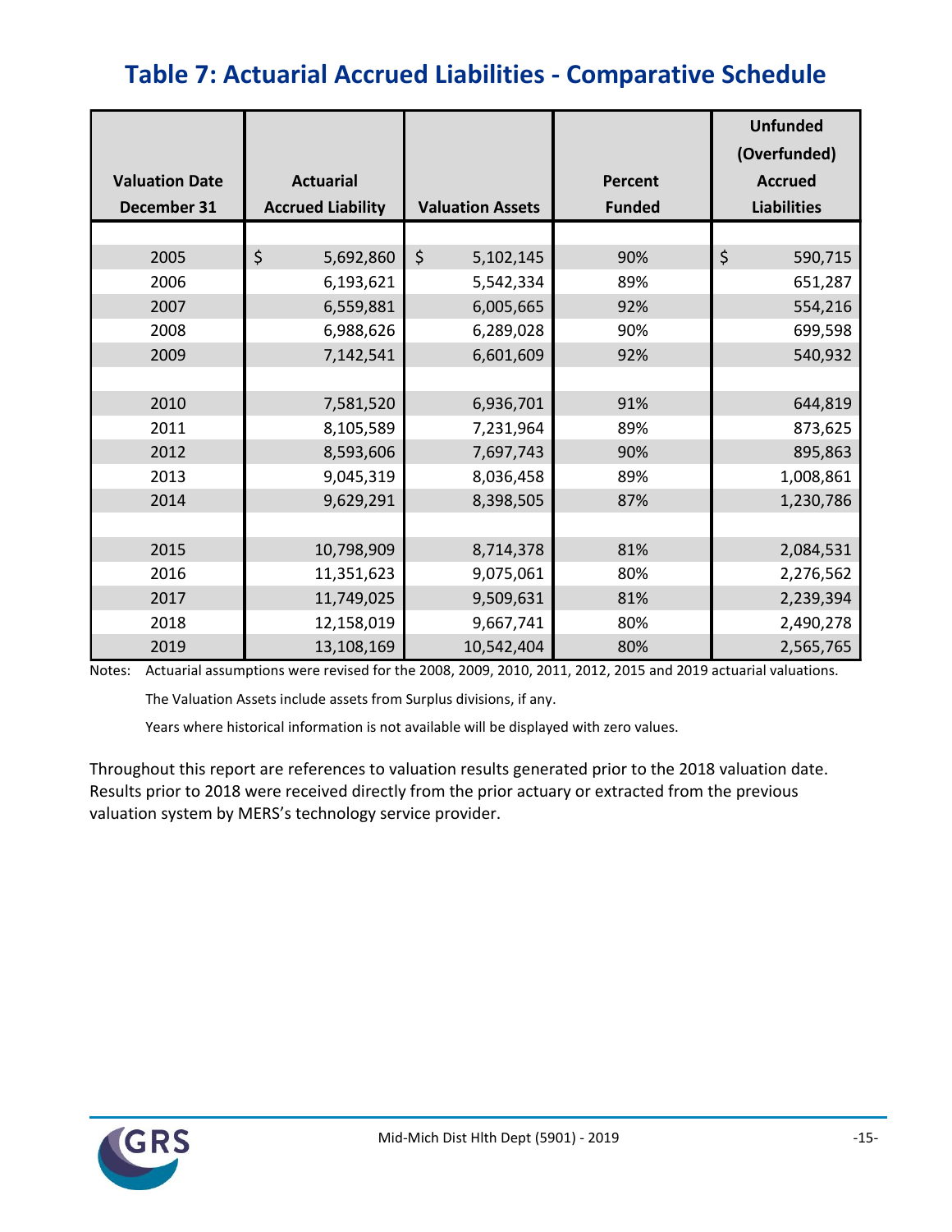## Table 7: Actuarial Accrued Liabilities - Comparative Schedule

| Valuation Date December 31 | Actuarial Accrued Liability | Valuation Assets | Percent Funded | Unfunded (Overfunded) Accrued Liabilities |
|---|---|---|---|---|
| 2005 | $ 5,692,860 | $ 5,102,145 | 90% | $ 590,715 |
| 2006 | 6,193,621 | 5,542,334 | 89% | 651,287 |
| 2007 | 6,559,881 | 6,005,665 | 92% | 554,216 |
| 2008 | 6,988,626 | 6,289,028 | 90% | 699,598 |
| 2009 | 7,142,541 | 6,601,609 | 92% | 540,932 |
| 2010 | 7,581,520 | 6,936,701 | 91% | 644,819 |
| 2011 | 8,105,589 | 7,231,964 | 89% | 873,625 |
| 2012 | 8,593,606 | 7,697,743 | 90% | 895,863 |
| 2013 | 9,045,319 | 8,036,458 | 89% | 1,008,861 |
| 2014 | 9,629,291 | 8,398,505 | 87% | 1,230,786 |
| 2015 | 10,798,909 | 8,714,378 | 81% | 2,084,531 |
| 2016 | 11,351,623 | 9,075,061 | 80% | 2,276,562 |
| 2017 | 11,749,025 | 9,509,631 | 81% | 2,239,394 |
| 2018 | 12,158,019 | 9,667,741 | 80% | 2,490,278 |
| 2019 | 13,108,169 | 10,542,404 | 80% | 2,565,765 |

Notes: Actuarial assumptions were revised for the 2008, 2009, 2010, 2011, 2012, 2015 and 2019 actuarial valuations.

The Valuation Assets include assets from Surplus divisions, if any.

Years where historical information is not available will be displayed with zero values.

Throughout this report are references to valuation results generated prior to the 2018 valuation date. Results prior to 2018 were received directly from the prior actuary or extracted from the previous valuation system by MERS's technology service provider.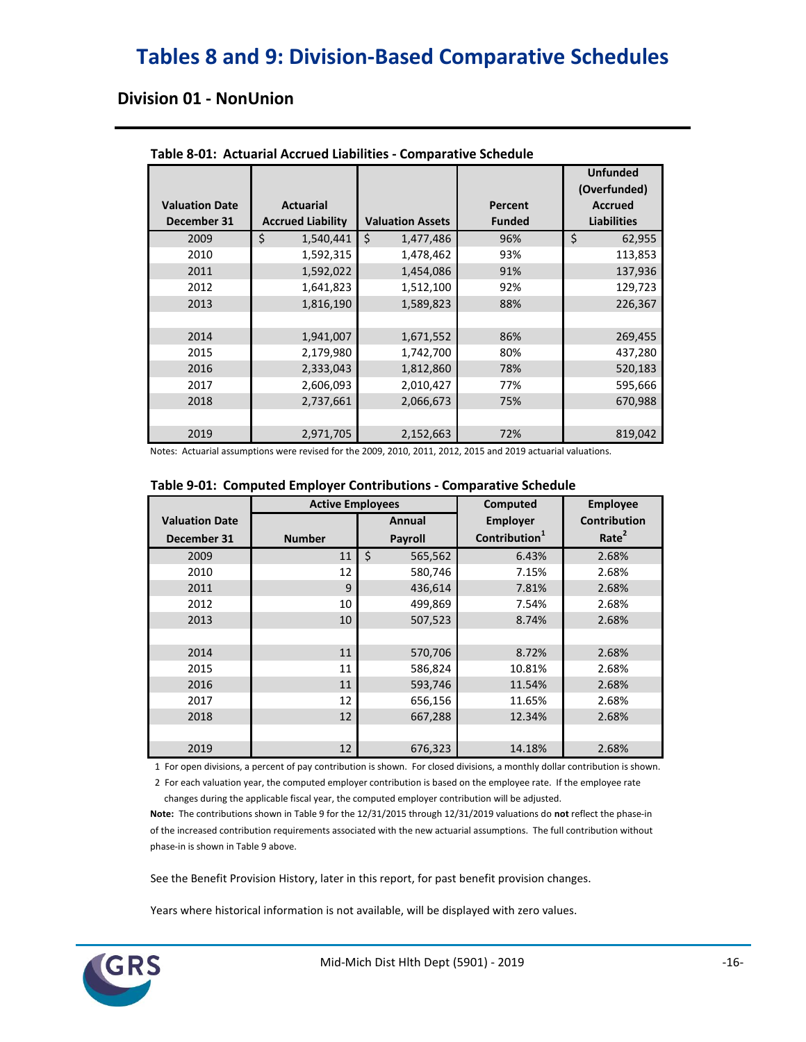# Tables 8 and 9: Division-Based Comparative Schedules

## Division 01 - NonUnion

**Table 8-01: Actuarial Accrued Liabilities - Comparative Schedule**

| Valuation Date December 31 | Actuarial Accrued Liability | Valuation Assets | Percent Funded | Unfunded (Overfunded) Accrued Liabilities |
|---|---|---|---|---|
| 2009 | $ 1,540,441 | $ 1,477,486 | 96% | $ 62,955 |
| 2010 | 1,592,315 | 1,478,462 | 93% | 113,853 |
| 2011 | 1,592,022 | 1,454,086 | 91% | 137,936 |
| 2012 | 1,641,823 | 1,512,100 | 92% | 129,723 |
| 2013 | 1,816,190 | 1,589,823 | 88% | 226,367 |
| | | | | |
| 2014 | 1,941,007 | 1,671,552 | 86% | 269,455 |
| 2015 | 2,179,980 | 1,742,700 | 80% | 437,280 |
| 2016 | 2,333,043 | 1,812,860 | 78% | 520,183 |
| 2017 | 2,606,093 | 2,010,427 | 77% | 595,666 |
| 2018 | 2,737,661 | 2,066,673 | 75% | 670,988 |
| | | | | |
| 2019 | 2,971,705 | 2,152,663 | 72% | 819,042 |

Notes: Actuarial assumptions were revised for the 2009, 2010, 2011, 2012, 2015 and 2019 actuarial valuations.

**Table 9-01: Computed Employer Contributions - Comparative Schedule**

| Valuation Date | Active Employees | | Computed Employer | Employee Contribution |
|---|---|---|---|---|
| December 31 | Number | Annual Payroll | Contribution[1] | Rate[2] |
| 2009 | 11 | $ 565,562 | 6.43% | 2.68% |
| 2010 | 12 | 580,746 | 7.15% | 2.68% |
| 2011 | 9 | 436,614 | 7.81% | 2.68% |
| 2012 | 10 | 499,869 | 7.54% | 2.68% |
| 2013 | 10 | 507,523 | 8.74% | 2.68% |
| | | | | |
| 2014 | 11 | 570,706 | 8.72% | 2.68% |
| 2015 | 11 | 586,824 | 10.81% | 2.68% |
| 2016 | 11 | 593,746 | 11.54% | 2.68% |
| 2017 | 12 | 656,156 | 11.65% | 2.68% |
| 2018 | 12 | 667,288 | 12.34% | 2.68% |
| | | | | |
| 2019 | 12 | 676,323 | 14.18% | 2.68% |

1 For open divisions, a percent of pay contribution is shown. For closed divisions, a monthly dollar contribution is shown.

2 For each valuation year, the computed employer contribution is based on the employee rate. If the employee rate changes during the applicable fiscal year, the computed employer contribution will be adjusted.

**Note:** The contributions shown in Table 9 for the 12/31/2015 through 12/31/2019 valuations do **not** reflect the phase-in of the increased contribution requirements associated with the new actuarial assumptions. The full contribution without phase-in is shown in Table 9 above.

See the Benefit Provision History, later in this report, for past benefit provision changes.

Years where historical information is not available, will be displayed with zero values.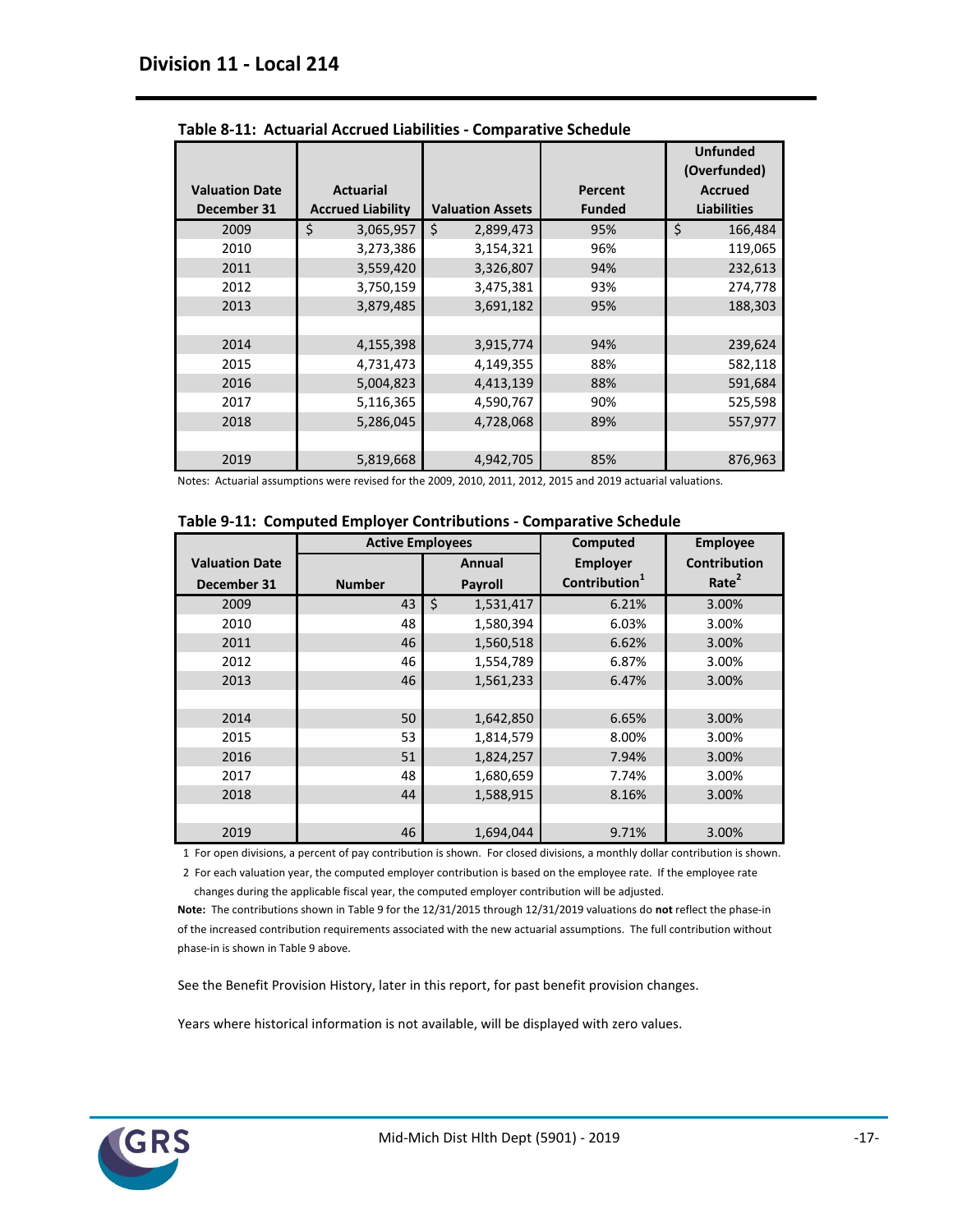## Division 11 - Local 214

**Table 8-11: Actuarial Accrued Liabilities - Comparative Schedule**

| Valuation Date December 31 | Actuarial Accrued Liability | Valuation Assets | Percent Funded | Unfunded (Overfunded) Accrued Liabilities |
|---|---|---|---|---|
| 2009 | $ 3,065,957 | $ 2,899,473 | 95% | $ 166,484 |
| 2010 | 3,273,386 | 3,154,321 | 96% | 119,065 |
| 2011 | 3,559,420 | 3,326,807 | 94% | 232,613 |
| 2012 | 3,750,159 | 3,475,381 | 93% | 274,778 |
| 2013 | 3,879,485 | 3,691,182 | 95% | 188,303 |
| | | | | |
| 2014 | 4,155,398 | 3,915,774 | 94% | 239,624 |
| 2015 | 4,731,473 | 4,149,355 | 88% | 582,118 |
| 2016 | 5,004,823 | 4,413,139 | 88% | 591,684 |
| 2017 | 5,116,365 | 4,590,767 | 90% | 525,598 |
| 2018 | 5,286,045 | 4,728,068 | 89% | 557,977 |
| | | | | |
| 2019 | 5,819,668 | 4,942,705 | 85% | 876,963 |

Notes: Actuarial assumptions were revised for the 2009, 2010, 2011, 2012, 2015 and 2019 actuarial valuations.

**Table 9-11: Computed Employer Contributions - Comparative Schedule**

| Valuation Date December 31 | Active Employees Number | Active Employees Annual Payroll | Computed Employer Contribution[1] | Employee Contribution Rate[2] |
|---|---|---|---|---|
| 2009 | 43 | $ 1,531,417 | 6.21% | 3.00% |
| 2010 | 48 | 1,580,394 | 6.03% | 3.00% |
| 2011 | 46 | 1,560,518 | 6.62% | 3.00% |
| 2012 | 46 | 1,554,789 | 6.87% | 3.00% |
| 2013 | 46 | 1,561,233 | 6.47% | 3.00% |
| | | | | |
| 2014 | 50 | 1,642,850 | 6.65% | 3.00% |
| 2015 | 53 | 1,814,579 | 8.00% | 3.00% |
| 2016 | 51 | 1,824,257 | 7.94% | 3.00% |
| 2017 | 48 | 1,680,659 | 7.74% | 3.00% |
| 2018 | 44 | 1,588,915 | 8.16% | 3.00% |
| | | | | |
| 2019 | 46 | 1,694,044 | 9.71% | 3.00% |

1 For open divisions, a percent of pay contribution is shown. For closed divisions, a monthly dollar contribution is shown.

2 For each valuation year, the computed employer contribution is based on the employee rate. If the employee rate changes during the applicable fiscal year, the computed employer contribution will be adjusted.

**Note:** The contributions shown in Table 9 for the 12/31/2015 through 12/31/2019 valuations do **not** reflect the phase-in of the increased contribution requirements associated with the new actuarial assumptions. The full contribution without phase-in is shown in Table 9 above.

See the Benefit Provision History, later in this report, for past benefit provision changes.

Years where historical information is not available, will be displayed with zero values.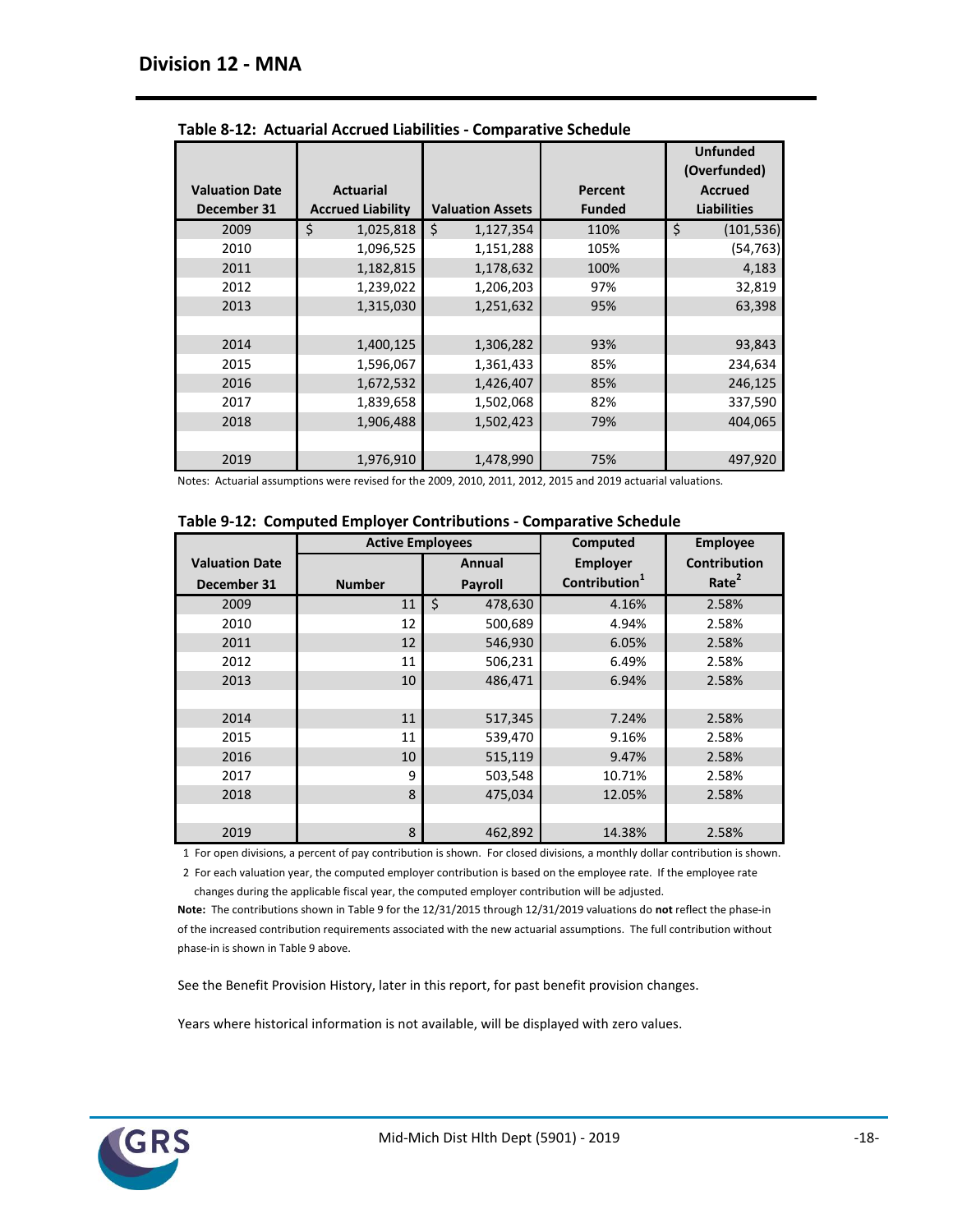## Division 12 - MNA

**Table 8-12: Actuarial Accrued Liabilities - Comparative Schedule**

| Valuation Date December 31 | Actuarial Accrued Liability | Valuation Assets | Percent Funded | Unfunded (Overfunded) Accrued Liabilities |
|---|---|---|---|---|
| 2009 | $ 1,025,818 | $ 1,127,354 | 110% | $ (101,536) |
| 2010 | 1,096,525 | 1,151,288 | 105% | (54,763) |
| 2011 | 1,182,815 | 1,178,632 | 100% | 4,183 |
| 2012 | 1,239,022 | 1,206,203 | 97% | 32,819 |
| 2013 | 1,315,030 | 1,251,632 | 95% | 63,398 |
| 2014 | 1,400,125 | 1,306,282 | 93% | 93,843 |
| 2015 | 1,596,067 | 1,361,433 | 85% | 234,634 |
| 2016 | 1,672,532 | 1,426,407 | 85% | 246,125 |
| 2017 | 1,839,658 | 1,502,068 | 82% | 337,590 |
| 2018 | 1,906,488 | 1,502,423 | 79% | 404,065 |
| 2019 | 1,976,910 | 1,478,990 | 75% | 497,920 |

Notes: Actuarial assumptions were revised for the 2009, 2010, 2011, 2012, 2015 and 2019 actuarial valuations.

**Table 9-12: Computed Employer Contributions - Comparative Schedule**

| Valuation Date December 31 | Active Employees | | Computed Employer Contribution[1] | Employee Contribution Rate[2] |
|---|---|---|---|---|
| | Number | Annual Payroll | | |
| 2009 | 11 | $ 478,630 | 4.16% | 2.58% |
| 2010 | 12 | 500,689 | 4.94% | 2.58% |
| 2011 | 12 | 546,930 | 6.05% | 2.58% |
| 2012 | 11 | 506,231 | 6.49% | 2.58% |
| 2013 | 10 | 486,471 | 6.94% | 2.58% |
| 2014 | 11 | 517,345 | 7.24% | 2.58% |
| 2015 | 11 | 539,470 | 9.16% | 2.58% |
| 2016 | 10 | 515,119 | 9.47% | 2.58% |
| 2017 | 9 | 503,548 | 10.71% | 2.58% |
| 2018 | 8 | 475,034 | 12.05% | 2.58% |
| 2019 | 8 | 462,892 | 14.38% | 2.58% |

1 For open divisions, a percent of pay contribution is shown. For closed divisions, a monthly dollar contribution is shown.

2 For each valuation year, the computed employer contribution is based on the employee rate. If the employee rate changes during the applicable fiscal year, the computed employer contribution will be adjusted.

**Note:** The contributions shown in Table 9 for the 12/31/2015 through 12/31/2019 valuations do **not** reflect the phase-in of the increased contribution requirements associated with the new actuarial assumptions. The full contribution without phase-in is shown in Table 9 above.

See the Benefit Provision History, later in this report, for past benefit provision changes.

Years where historical information is not available, will be displayed with zero values.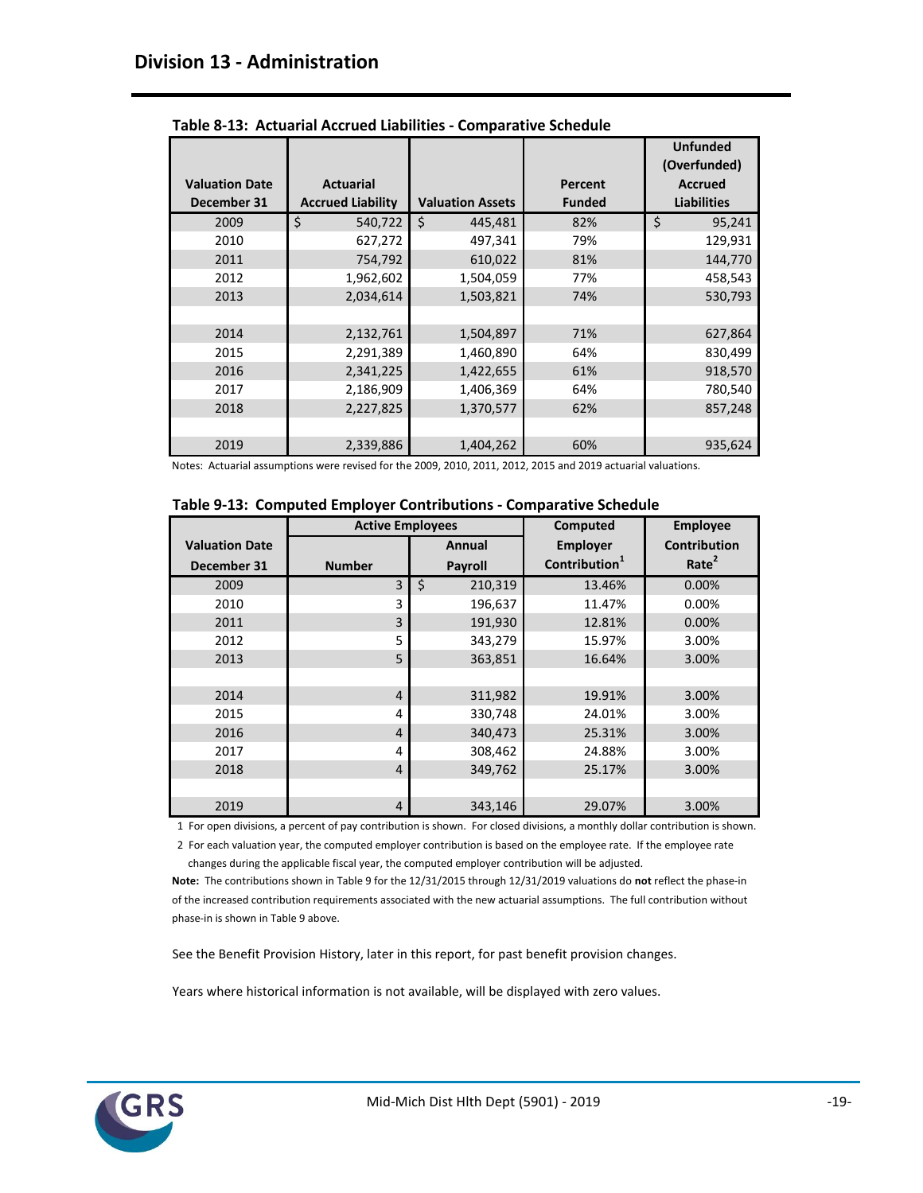# Division 13 - Administration

**Table 8-13: Actuarial Accrued Liabilities - Comparative Schedule**

| Valuation Date December 31 | Actuarial Accrued Liability | Valuation Assets | Percent Funded | Unfunded (Overfunded) Accrued Liabilities |
|---|---|---|---|---|
| 2009 | $ 540,722 | $ 445,481 | 82% | $ 95,241 |
| 2010 | 627,272 | 497,341 | 79% | 129,931 |
| 2011 | 754,792 | 610,022 | 81% | 144,770 |
| 2012 | 1,962,602 | 1,504,059 | 77% | 458,543 |
| 2013 | 2,034,614 | 1,503,821 | 74% | 530,793 |
| | | | | |
| 2014 | 2,132,761 | 1,504,897 | 71% | 627,864 |
| 2015 | 2,291,389 | 1,460,890 | 64% | 830,499 |
| 2016 | 2,341,225 | 1,422,655 | 61% | 918,570 |
| 2017 | 2,186,909 | 1,406,369 | 64% | 780,540 |
| 2018 | 2,227,825 | 1,370,577 | 62% | 857,248 |
| | | | | |
| 2019 | 2,339,886 | 1,404,262 | 60% | 935,624 |

Notes: Actuarial assumptions were revised for the 2009, 2010, 2011, 2012, 2015 and 2019 actuarial valuations.

**Table 9-13: Computed Employer Contributions - Comparative Schedule**

| Valuation Date | Active Employees | | Computed Employer | Employee Contribution |
|---|---|---|---|---|
| December 31 | Number | Annual Payroll | Contribution[1] | Rate[2] |
| 2009 | 3 | $ 210,319 | 13.46% | 0.00% |
| 2010 | 3 | 196,637 | 11.47% | 0.00% |
| 2011 | 3 | 191,930 | 12.81% | 0.00% |
| 2012 | 5 | 343,279 | 15.97% | 3.00% |
| 2013 | 5 | 363,851 | 16.64% | 3.00% |
| | | | | |
| 2014 | 4 | 311,982 | 19.91% | 3.00% |
| 2015 | 4 | 330,748 | 24.01% | 3.00% |
| 2016 | 4 | 340,473 | 25.31% | 3.00% |
| 2017 | 4 | 308,462 | 24.88% | 3.00% |
| 2018 | 4 | 349,762 | 25.17% | 3.00% |
| | | | | |
| 2019 | 4 | 343,146 | 29.07% | 3.00% |

1 For open divisions, a percent of pay contribution is shown. For closed divisions, a monthly dollar contribution is shown.

2 For each valuation year, the computed employer contribution is based on the employee rate. If the employee rate changes during the applicable fiscal year, the computed employer contribution will be adjusted.

**Note:** The contributions shown in Table 9 for the 12/31/2015 through 12/31/2019 valuations do **not** reflect the phase-in of the increased contribution requirements associated with the new actuarial assumptions. The full contribution without phase-in is shown in Table 9 above.

See the Benefit Provision History, later in this report, for past benefit provision changes.

Years where historical information is not available, will be displayed with zero values.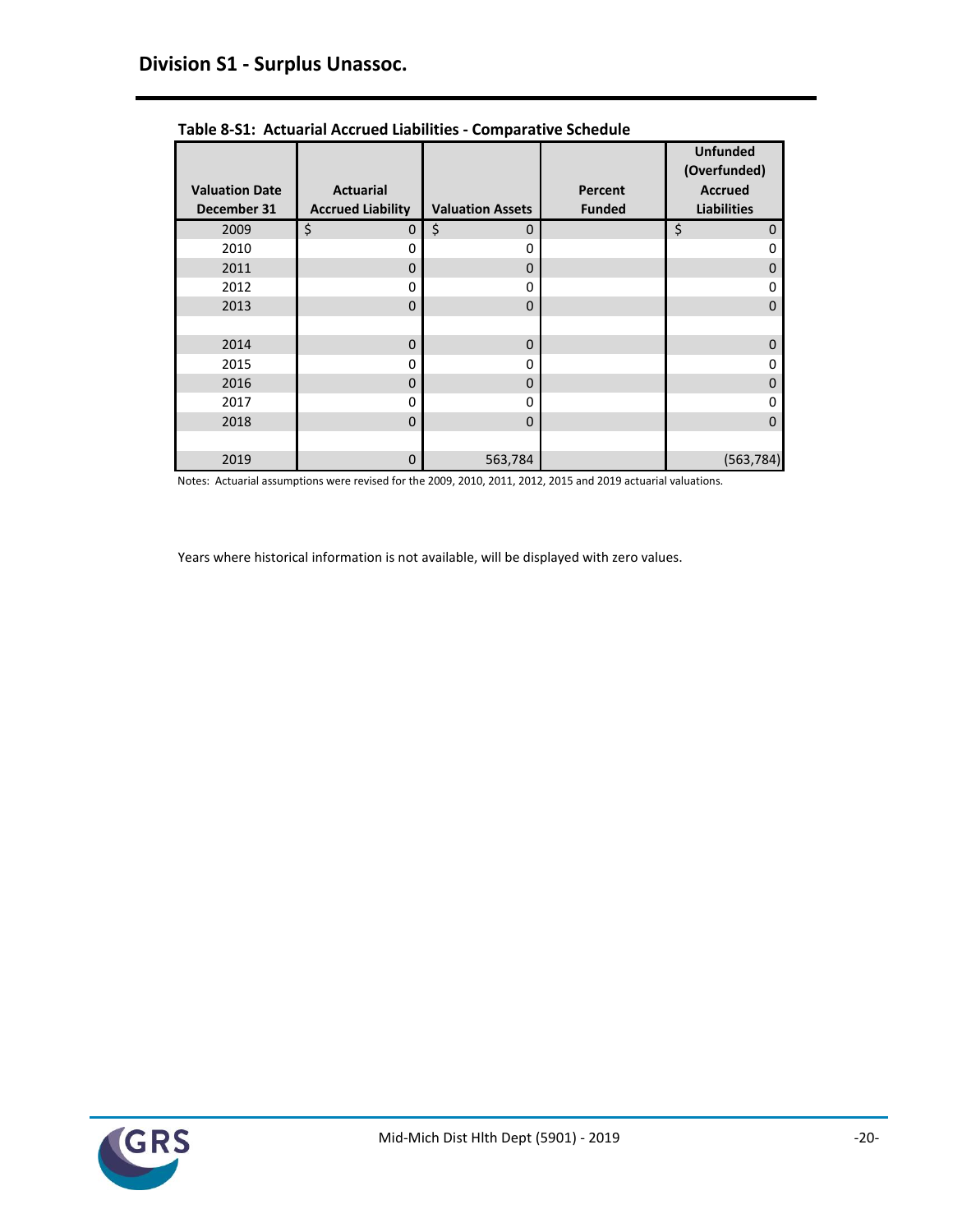## Division S1 - Surplus Unassoc.

**Table 8-S1: Actuarial Accrued Liabilities - Comparative Schedule**

| Valuation Date December 31 | Actuarial Accrued Liability | Valuation Assets | Percent Funded | Unfunded (Overfunded) Accrued Liabilities |
|---|---|---|---|---|
| 2009 | $ 0 | $ 0 | | $ 0 |
| 2010 | 0 | 0 | | 0 |
| 2011 | 0 | 0 | | 0 |
| 2012 | 0 | 0 | | 0 |
| 2013 | 0 | 0 | | 0 |
| | | | | |
| 2014 | 0 | 0 | | 0 |
| 2015 | 0 | 0 | | 0 |
| 2016 | 0 | 0 | | 0 |
| 2017 | 0 | 0 | | 0 |
| 2018 | 0 | 0 | | 0 |
| | | | | |
| 2019 | 0 | 563,784 | | (563,784) |

Notes: Actuarial assumptions were revised for the 2009, 2010, 2011, 2012, 2015 and 2019 actuarial valuations.

Years where historical information is not available, will be displayed with zero values.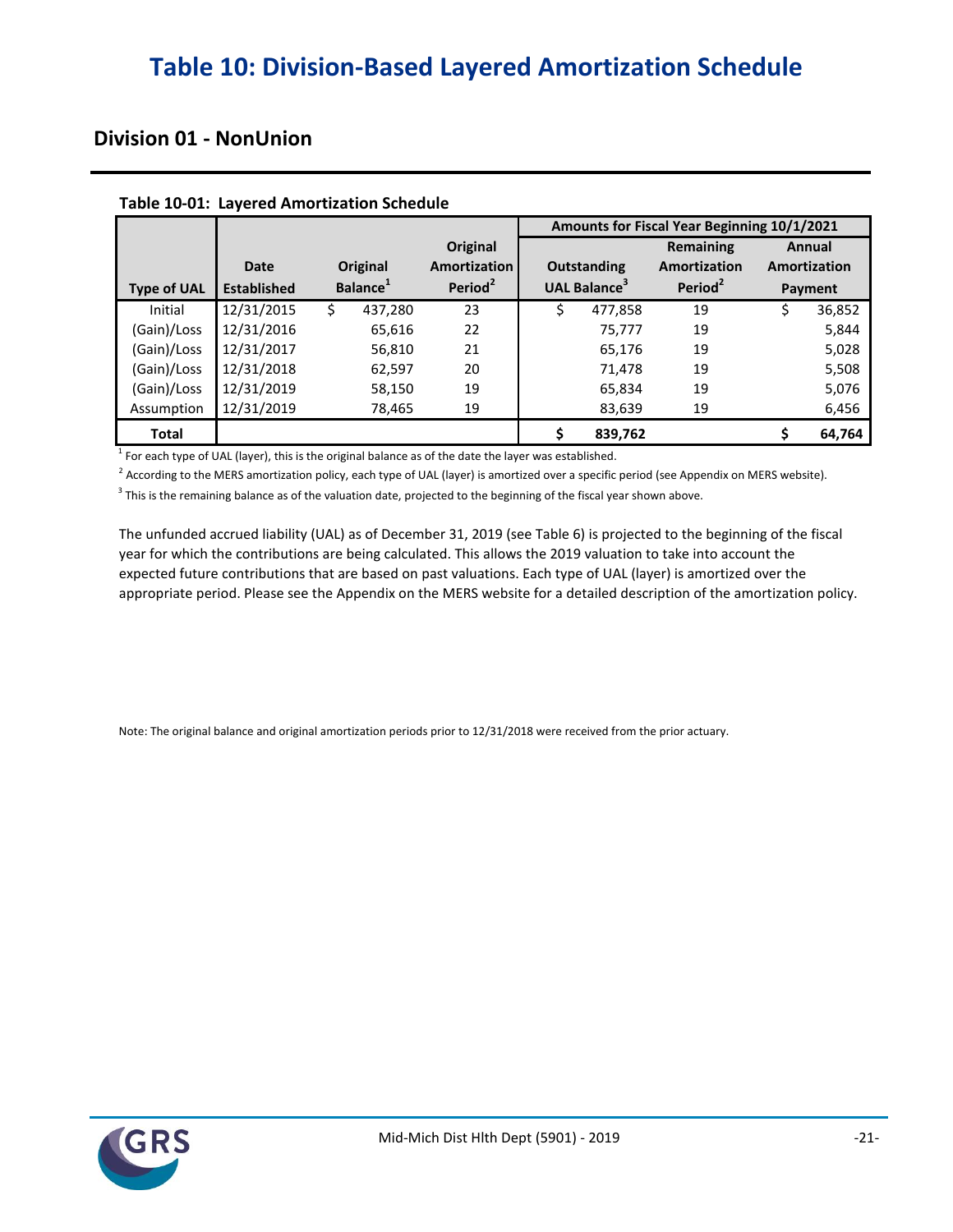# Table 10: Division-Based Layered Amortization Schedule

## Division 01 - NonUnion

**Table 10-01: Layered Amortization Schedule**

| | | | | Amounts for Fiscal Year Beginning 10/1/2021 | | |
|---|---|---|---|---|---|---|
| Type of UAL | Date Established | Original Balance[1] | Original Amortization Period[2] | Outstanding UAL Balance[3] | Remaining Amortization Period[2] | Annual Amortization Payment |
| Initial | 12/31/2015 | $ 437,280 | 23 | $ 477,858 | 19 | $ 36,852 |
| (Gain)/Loss | 12/31/2016 | 65,616 | 22 | 75,777 | 19 | 5,844 |
| (Gain)/Loss | 12/31/2017 | 56,810 | 21 | 65,176 | 19 | 5,028 |
| (Gain)/Loss | 12/31/2018 | 62,597 | 20 | 71,478 | 19 | 5,508 |
| (Gain)/Loss | 12/31/2019 | 58,150 | 19 | 65,834 | 19 | 5,076 |
| Assumption | 12/31/2019 | 78,465 | 19 | 83,639 | 19 | 6,456 |
| **Total** | | | | **$ 839,762** | | **$ 64,764** |

[1] For each type of UAL (layer), this is the original balance as of the date the layer was established.

[2] According to the MERS amortization policy, each type of UAL (layer) is amortized over a specific period (see Appendix on MERS website).

[3] This is the remaining balance as of the valuation date, projected to the beginning of the fiscal year shown above.

The unfunded accrued liability (UAL) as of December 31, 2019 (see Table 6) is projected to the beginning of the fiscal year for which the contributions are being calculated. This allows the 2019 valuation to take into account the expected future contributions that are based on past valuations. Each type of UAL (layer) is amortized over the appropriate period. Please see the Appendix on the MERS website for a detailed description of the amortization policy.

Note: The original balance and original amortization periods prior to 12/31/2018 were received from the prior actuary.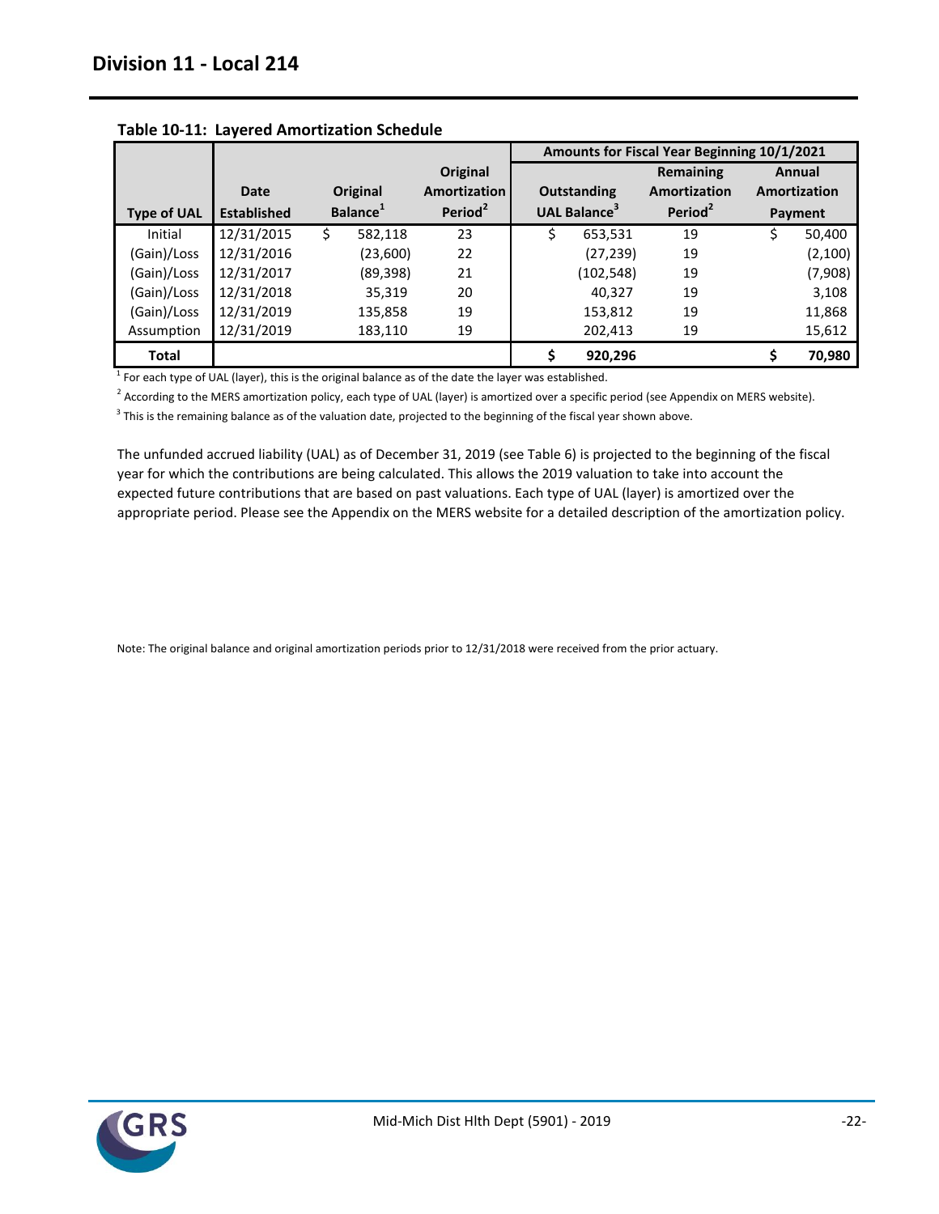## Division 11 - Local 214

**Table 10-11: Layered Amortization Schedule**

| Type of UAL | Date Established | Original Balance[1] | Original Amortization Period[2] | Amounts for Fiscal Year Beginning 10/1/2021 | | |
|---|---|---|---|---|---|---|
| | | | | Outstanding UAL Balance[3] | Remaining Amortization Period[2] | Annual Amortization Payment |
| Initial | 12/31/2015 | $ 582,118 | 23 | $ 653,531 | 19 | $ 50,400 |
| (Gain)/Loss | 12/31/2016 | (23,600) | 22 | (27,239) | 19 | (2,100) |
| (Gain)/Loss | 12/31/2017 | (89,398) | 21 | (102,548) | 19 | (7,908) |
| (Gain)/Loss | 12/31/2018 | 35,319 | 20 | 40,327 | 19 | 3,108 |
| (Gain)/Loss | 12/31/2019 | 135,858 | 19 | 153,812 | 19 | 11,868 |
| Assumption | 12/31/2019 | 183,110 | 19 | 202,413 | 19 | 15,612 |
| **Total** | | | | **$ 920,296** | | **$ 70,980** |

[1] For each type of UAL (layer), this is the original balance as of the date the layer was established.

[2] According to the MERS amortization policy, each type of UAL (layer) is amortized over a specific period (see Appendix on MERS website).

[3] This is the remaining balance as of the valuation date, projected to the beginning of the fiscal year shown above.

The unfunded accrued liability (UAL) as of December 31, 2019 (see Table 6) is projected to the beginning of the fiscal year for which the contributions are being calculated. This allows the 2019 valuation to take into account the expected future contributions that are based on past valuations. Each type of UAL (layer) is amortized over the appropriate period. Please see the Appendix on the MERS website for a detailed description of the amortization policy.

Note: The original balance and original amortization periods prior to 12/31/2018 were received from the prior actuary.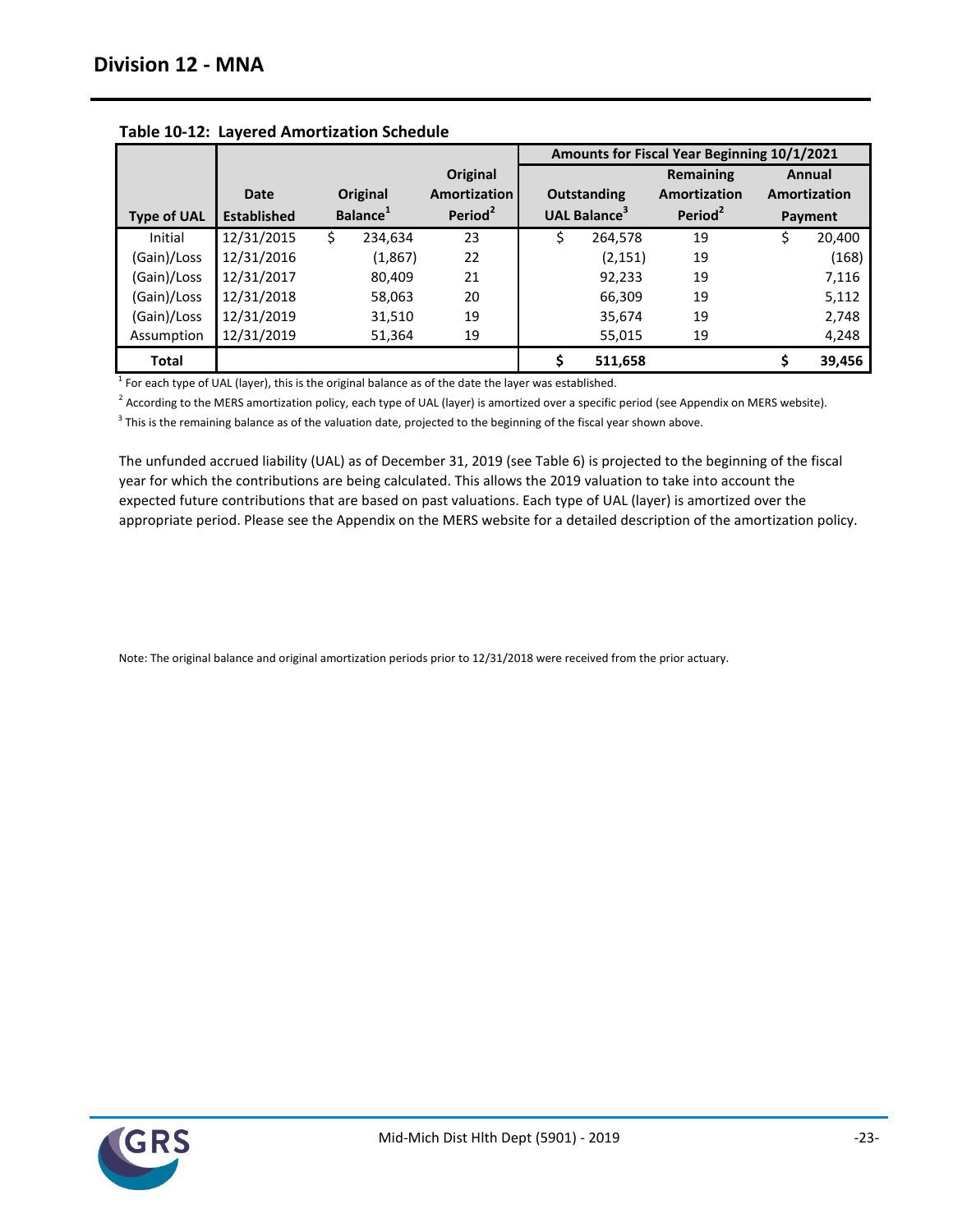## Division 12 - MNA

**Table 10-12: Layered Amortization Schedule**

| | | | | Amounts for Fiscal Year Beginning 10/1/2021 | | |
|---|---|---|---|---|---|---|
| **Type of UAL** | **Date Established** | **Original Balance[1]** | **Original Amortization Period[2]** | **Outstanding UAL Balance[3]** | **Remaining Amortization Period[2]** | **Annual Amortization Payment** |
| Initial | 12/31/2015 | $ 234,634 | 23 | $ 264,578 | 19 | $ 20,400 |
| (Gain)/Loss | 12/31/2016 | (1,867) | 22 | (2,151) | 19 | (168) |
| (Gain)/Loss | 12/31/2017 | 80,409 | 21 | 92,233 | 19 | 7,116 |
| (Gain)/Loss | 12/31/2018 | 58,063 | 20 | 66,309 | 19 | 5,112 |
| (Gain)/Loss | 12/31/2019 | 31,510 | 19 | 35,674 | 19 | 2,748 |
| Assumption | 12/31/2019 | 51,364 | 19 | 55,015 | 19 | 4,248 |
| **Total** | | | | **$ 511,658** | | **$ 39,456** |

[1] For each type of UAL (layer), this is the original balance as of the date the layer was established.

[2] According to the MERS amortization policy, each type of UAL (layer) is amortized over a specific period (see Appendix on MERS website).

[3] This is the remaining balance as of the valuation date, projected to the beginning of the fiscal year shown above.

The unfunded accrued liability (UAL) as of December 31, 2019 (see Table 6) is projected to the beginning of the fiscal year for which the contributions are being calculated. This allows the 2019 valuation to take into account the expected future contributions that are based on past valuations. Each type of UAL (layer) is amortized over the appropriate period. Please see the Appendix on the MERS website for a detailed description of the amortization policy.

Note: The original balance and original amortization periods prior to 12/31/2018 were received from the prior actuary.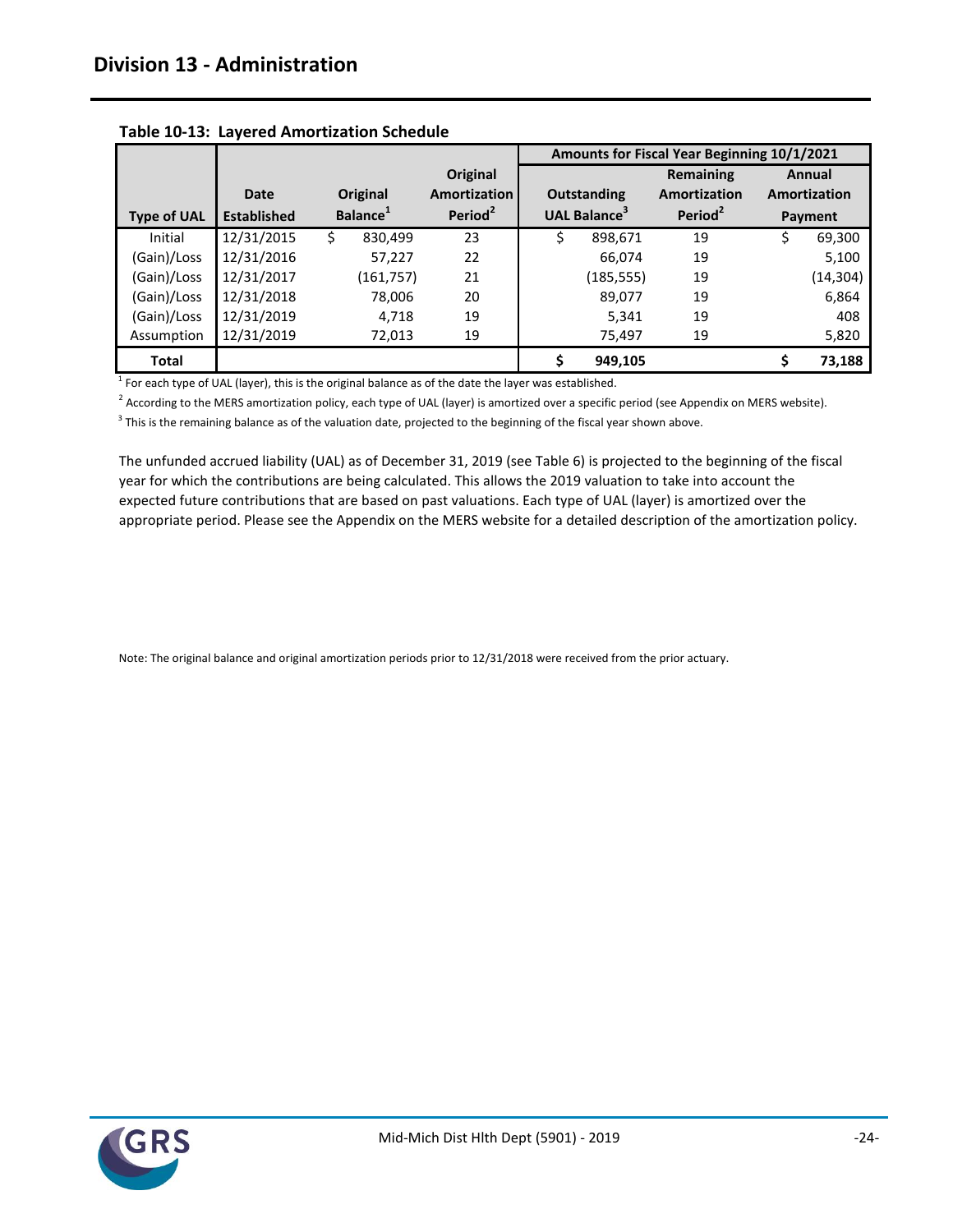## Division 13 - Administration

**Table 10-13: Layered Amortization Schedule**

| Type of UAL | Date Established | Original Balance[1] | Original Amortization Period[2] | Amounts for Fiscal Year Beginning 10/1/2021 Outstanding UAL Balance[3] | Remaining Amortization Period[2] | Annual Amortization Payment |
|---|---|---|---|---|---|---|
| Initial | 12/31/2015 | $ 830,499 | 23 | $ 898,671 | 19 | $ 69,300 |
| (Gain)/Loss | 12/31/2016 | 57,227 | 22 | 66,074 | 19 | 5,100 |
| (Gain)/Loss | 12/31/2017 | (161,757) | 21 | (185,555) | 19 | (14,304) |
| (Gain)/Loss | 12/31/2018 | 78,006 | 20 | 89,077 | 19 | 6,864 |
| (Gain)/Loss | 12/31/2019 | 4,718 | 19 | 5,341 | 19 | 408 |
| Assumption | 12/31/2019 | 72,013 | 19 | 75,497 | 19 | 5,820 |
| **Total** | | | | **$ 949,105** | | **$ 73,188** |

[1] For each type of UAL (layer), this is the original balance as of the date the layer was established.

[2] According to the MERS amortization policy, each type of UAL (layer) is amortized over a specific period (see Appendix on MERS website).

[3] This is the remaining balance as of the valuation date, projected to the beginning of the fiscal year shown above.

The unfunded accrued liability (UAL) as of December 31, 2019 (see Table 6) is projected to the beginning of the fiscal year for which the contributions are being calculated. This allows the 2019 valuation to take into account the expected future contributions that are based on past valuations. Each type of UAL (layer) is amortized over the appropriate period. Please see the Appendix on the MERS website for a detailed description of the amortization policy.

Note: The original balance and original amortization periods prior to 12/31/2018 were received from the prior actuary.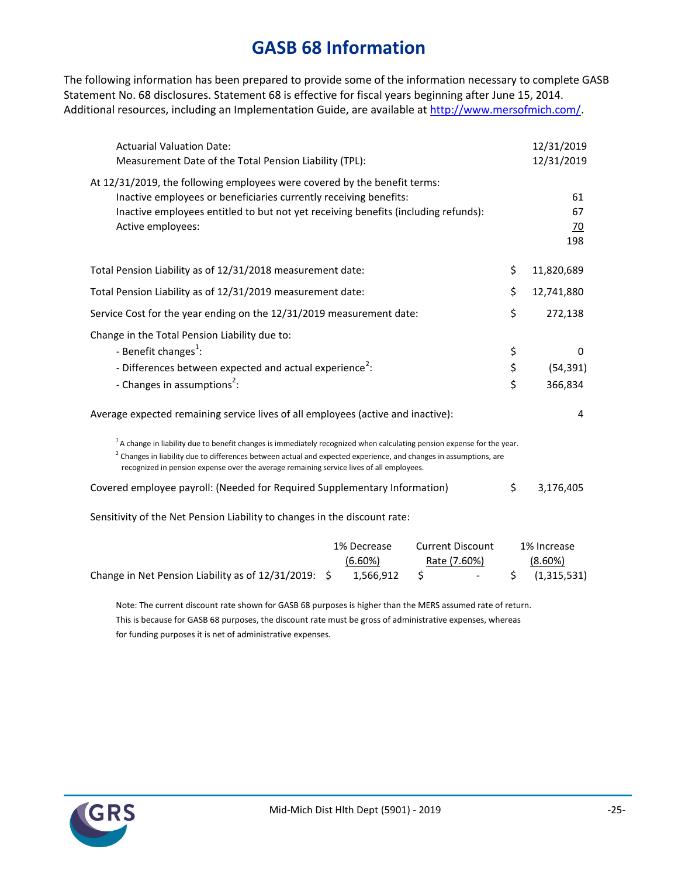# GASB 68 Information

The following information has been prepared to provide some of the information necessary to complete GASB Statement No. 68 disclosures. Statement 68 is effective for fiscal years beginning after June 15, 2014. Additional resources, including an Implementation Guide, are available at http://www.mersofmich.com/.

| | |
|---|---|
| Actuarial Valuation Date: | 12/31/2019 |
| Measurement Date of the Total Pension Liability (TPL): | 12/31/2019 |

At 12/31/2019, the following employees were covered by the benefit terms:

| | |
|---|---|
| Inactive employees or beneficiaries currently receiving benefits: | 61 |
| Inactive employees entitled to but not yet receiving benefits (including refunds): | 67 |
| Active employees: | 70 |
| | 198 |

| | |
|---|---|
| Total Pension Liability as of 12/31/2018 measurement date: | $ 11,820,689 |
| Total Pension Liability as of 12/31/2019 measurement date: | $ 12,741,880 |
| Service Cost for the year ending on the 12/31/2019 measurement date: | $ 272,138 |

Change in the Total Pension Liability due to:

| | |
|---|---|
| - Benefit changes[1]: | $ 0 |
| - Differences between expected and actual experience[2]: | $ (54,391) |
| - Changes in assumptions[2]: | $ 366,834 |

Average expected remaining service lives of all employees (active and inactive): 4

[1] A change in liability due to benefit changes is immediately recognized when calculating pension expense for the year.
[2] Changes in liability due to differences between actual and expected experience, and changes in assumptions, are recognized in pension expense over the average remaining service lives of all employees.

Covered employee payroll: (Needed for Required Supplementary Information) $ 3,176,405

Sensitivity of the Net Pension Liability to changes in the discount rate:

| | 1% Decrease (6.60%) | Current Discount Rate (7.60%) | 1% Increase (8.60%) |
|---|---|---|---|
| Change in Net Pension Liability as of 12/31/2019: | $ 1,566,912 | $ - | $ (1,315,531) |

Note: The current discount rate shown for GASB 68 purposes is higher than the MERS assumed rate of return. This is because for GASB 68 purposes, the discount rate must be gross of administrative expenses, whereas for funding purposes it is net of administrative expenses.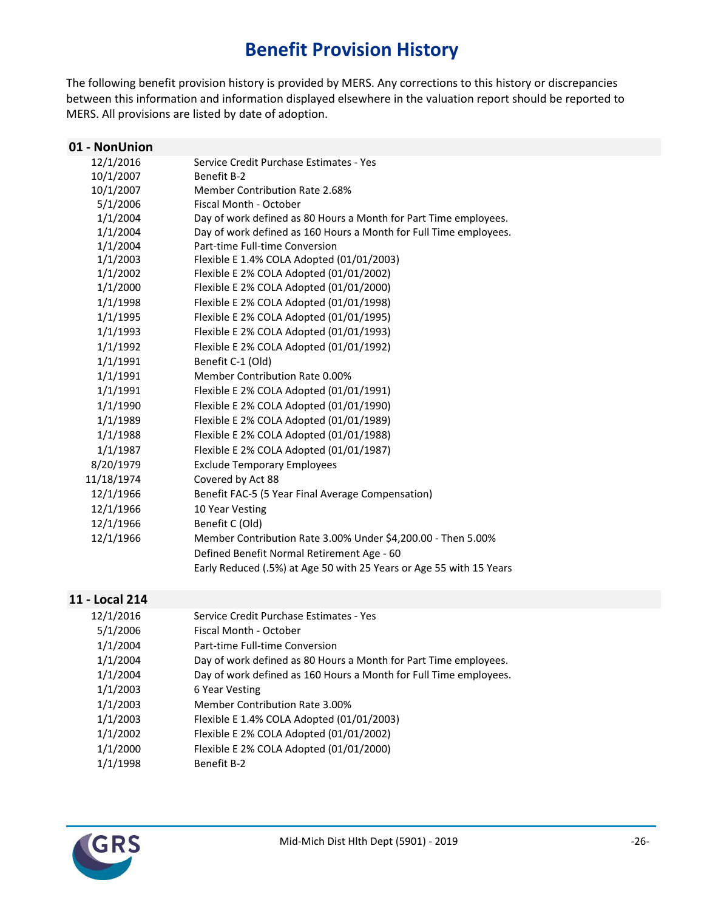# Benefit Provision History

The following benefit provision history is provided by MERS. Any corrections to this history or discrepancies between this information and information displayed elsewhere in the valuation report should be reported to MERS. All provisions are listed by date of adoption.

## 01 - NonUnion

| Date | Provision |
|---|---|
| 12/1/2016 | Service Credit Purchase Estimates - Yes |
| 10/1/2007 | Benefit B-2 |
| 10/1/2007 | Member Contribution Rate 2.68% |
| 5/1/2006 | Fiscal Month - October |
| 1/1/2004 | Day of work defined as 80 Hours a Month for Part Time employees. |
| 1/1/2004 | Day of work defined as 160 Hours a Month for Full Time employees. |
| 1/1/2004 | Part-time Full-time Conversion |
| 1/1/2003 | Flexible E 1.4% COLA Adopted (01/01/2003) |
| 1/1/2002 | Flexible E 2% COLA Adopted (01/01/2002) |
| 1/1/2000 | Flexible E 2% COLA Adopted (01/01/2000) |
| 1/1/1998 | Flexible E 2% COLA Adopted (01/01/1998) |
| 1/1/1995 | Flexible E 2% COLA Adopted (01/01/1995) |
| 1/1/1993 | Flexible E 2% COLA Adopted (01/01/1993) |
| 1/1/1992 | Flexible E 2% COLA Adopted (01/01/1992) |
| 1/1/1991 | Benefit C-1 (Old) |
| 1/1/1991 | Member Contribution Rate 0.00% |
| 1/1/1991 | Flexible E 2% COLA Adopted (01/01/1991) |
| 1/1/1990 | Flexible E 2% COLA Adopted (01/01/1990) |
| 1/1/1989 | Flexible E 2% COLA Adopted (01/01/1989) |
| 1/1/1988 | Flexible E 2% COLA Adopted (01/01/1988) |
| 1/1/1987 | Flexible E 2% COLA Adopted (01/01/1987) |
| 8/20/1979 | Exclude Temporary Employees |
| 11/18/1974 | Covered by Act 88 |
| 12/1/1966 | Benefit FAC-5 (5 Year Final Average Compensation) |
| 12/1/1966 | 10 Year Vesting |
| 12/1/1966 | Benefit C (Old) |
| 12/1/1966 | Member Contribution Rate 3.00% Under $4,200.00 - Then 5.00% |
| | Defined Benefit Normal Retirement Age - 60 |
| | Early Reduced (.5%) at Age 50 with 25 Years or Age 55 with 15 Years |

## 11 - Local 214

| Date | Provision |
|---|---|
| 12/1/2016 | Service Credit Purchase Estimates - Yes |
| 5/1/2006 | Fiscal Month - October |
| 1/1/2004 | Part-time Full-time Conversion |
| 1/1/2004 | Day of work defined as 80 Hours a Month for Part Time employees. |
| 1/1/2004 | Day of work defined as 160 Hours a Month for Full Time employees. |
| 1/1/2003 | 6 Year Vesting |
| 1/1/2003 | Member Contribution Rate 3.00% |
| 1/1/2003 | Flexible E 1.4% COLA Adopted (01/01/2003) |
| 1/1/2002 | Flexible E 2% COLA Adopted (01/01/2002) |
| 1/1/2000 | Flexible E 2% COLA Adopted (01/01/2000) |
| 1/1/1998 | Benefit B-2 |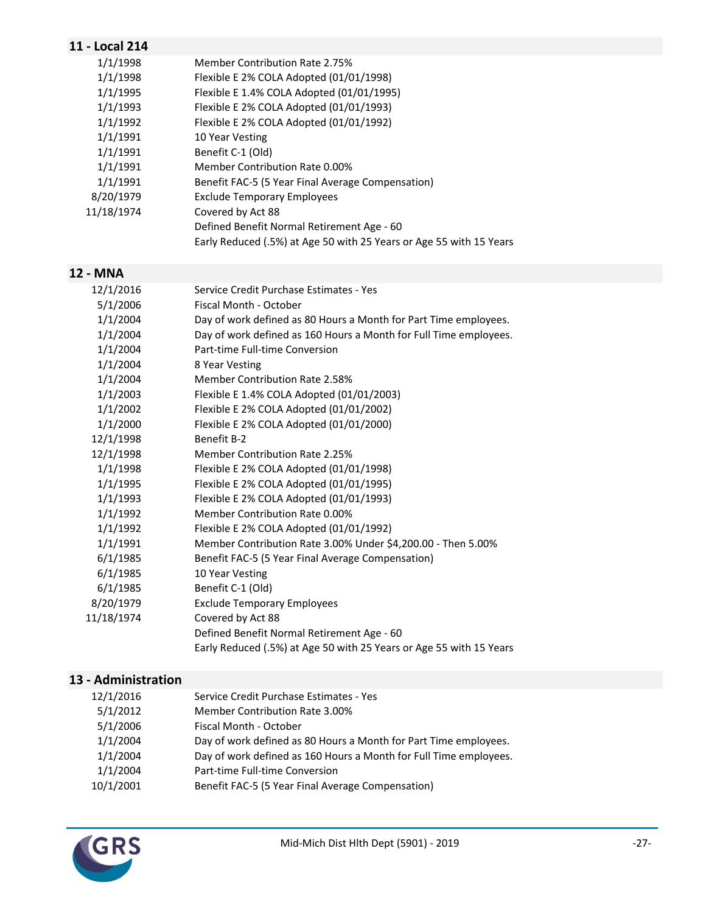## 11 - Local 214

| Date | Provision |
|---|---|
| 1/1/1998 | Member Contribution Rate 2.75% |
| 1/1/1998 | Flexible E 2% COLA Adopted (01/01/1998) |
| 1/1/1995 | Flexible E 1.4% COLA Adopted (01/01/1995) |
| 1/1/1993 | Flexible E 2% COLA Adopted (01/01/1993) |
| 1/1/1992 | Flexible E 2% COLA Adopted (01/01/1992) |
| 1/1/1991 | 10 Year Vesting |
| 1/1/1991 | Benefit C-1 (Old) |
| 1/1/1991 | Member Contribution Rate 0.00% |
| 1/1/1991 | Benefit FAC-5 (5 Year Final Average Compensation) |
| 8/20/1979 | Exclude Temporary Employees |
| 11/18/1974 | Covered by Act 88 |
| | Defined Benefit Normal Retirement Age - 60 |
| | Early Reduced (.5%) at Age 50 with 25 Years or Age 55 with 15 Years |

## 12 - MNA

| Date | Provision |
|---|---|
| 12/1/2016 | Service Credit Purchase Estimates - Yes |
| 5/1/2006 | Fiscal Month - October |
| 1/1/2004 | Day of work defined as 80 Hours a Month for Part Time employees. |
| 1/1/2004 | Day of work defined as 160 Hours a Month for Full Time employees. |
| 1/1/2004 | Part-time Full-time Conversion |
| 1/1/2004 | 8 Year Vesting |
| 1/1/2004 | Member Contribution Rate 2.58% |
| 1/1/2003 | Flexible E 1.4% COLA Adopted (01/01/2003) |
| 1/1/2002 | Flexible E 2% COLA Adopted (01/01/2002) |
| 1/1/2000 | Flexible E 2% COLA Adopted (01/01/2000) |
| 12/1/1998 | Benefit B-2 |
| 12/1/1998 | Member Contribution Rate 2.25% |
| 1/1/1998 | Flexible E 2% COLA Adopted (01/01/1998) |
| 1/1/1995 | Flexible E 2% COLA Adopted (01/01/1995) |
| 1/1/1993 | Flexible E 2% COLA Adopted (01/01/1993) |
| 1/1/1992 | Member Contribution Rate 0.00% |
| 1/1/1992 | Flexible E 2% COLA Adopted (01/01/1992) |
| 1/1/1991 | Member Contribution Rate 3.00% Under $4,200.00 - Then 5.00% |
| 6/1/1985 | Benefit FAC-5 (5 Year Final Average Compensation) |
| 6/1/1985 | 10 Year Vesting |
| 6/1/1985 | Benefit C-1 (Old) |
| 8/20/1979 | Exclude Temporary Employees |
| 11/18/1974 | Covered by Act 88 |
| | Defined Benefit Normal Retirement Age - 60 |
| | Early Reduced (.5%) at Age 50 with 25 Years or Age 55 with 15 Years |

## 13 - Administration

| Date | Provision |
|---|---|
| 12/1/2016 | Service Credit Purchase Estimates - Yes |
| 5/1/2012 | Member Contribution Rate 3.00% |
| 5/1/2006 | Fiscal Month - October |
| 1/1/2004 | Day of work defined as 80 Hours a Month for Part Time employees. |
| 1/1/2004 | Day of work defined as 160 Hours a Month for Full Time employees. |
| 1/1/2004 | Part-time Full-time Conversion |
| 10/1/2001 | Benefit FAC-5 (5 Year Final Average Compensation) |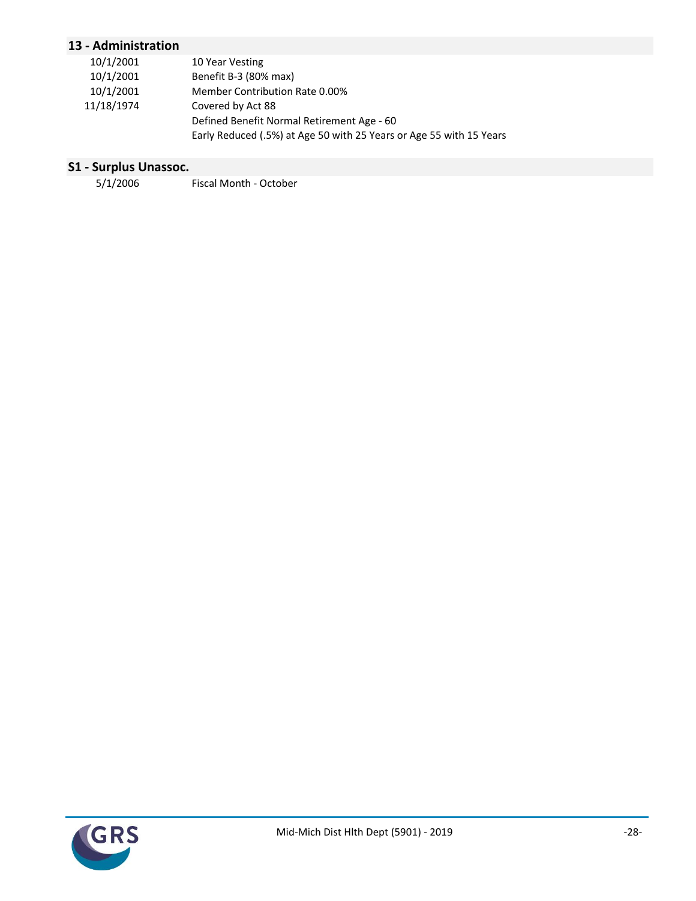## 13 - Administration

| | |
|---|---|
| 10/1/2001 | 10 Year Vesting |
| 10/1/2001 | Benefit B-3 (80% max) |
| 10/1/2001 | Member Contribution Rate 0.00% |
| 11/18/1974 | Covered by Act 88 |
| | Defined Benefit Normal Retirement Age - 60 |
| | Early Reduced (.5%) at Age 50 with 25 Years or Age 55 with 15 Years |

## S1 - Surplus Unassoc.

| | |
|---|---|
| 5/1/2006 | Fiscal Month - October |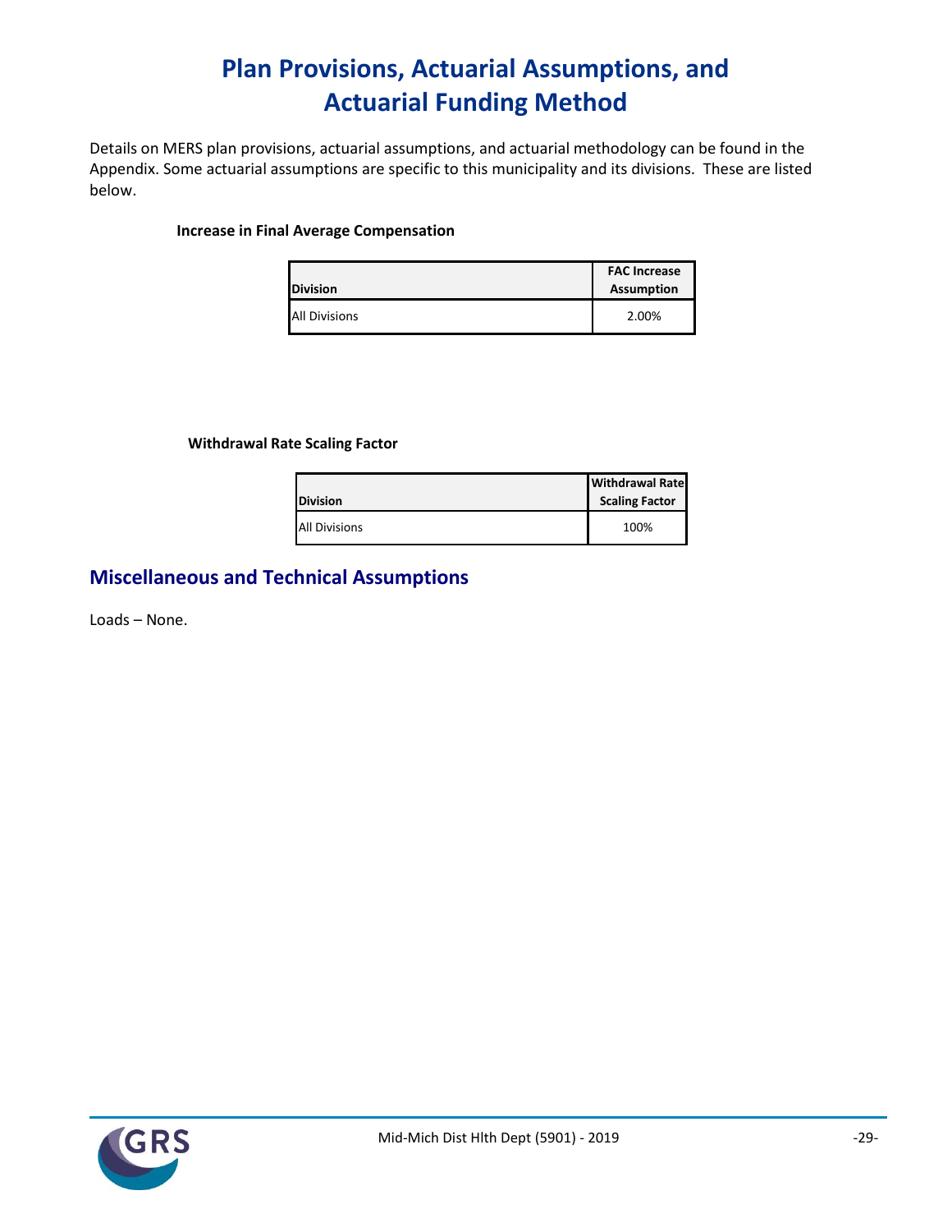# Plan Provisions, Actuarial Assumptions, and Actuarial Funding Method

Details on MERS plan provisions, actuarial assumptions, and actuarial methodology can be found in the Appendix. Some actuarial assumptions are specific to this municipality and its divisions. These are listed below.

**Increase in Final Average Compensation**

| Division | FAC Increase Assumption |
|---|---|
| All Divisions | 2.00% |

**Withdrawal Rate Scaling Factor**

| Division | Withdrawal Rate Scaling Factor |
|---|---|
| All Divisions | 100% |

## Miscellaneous and Technical Assumptions

Loads – None.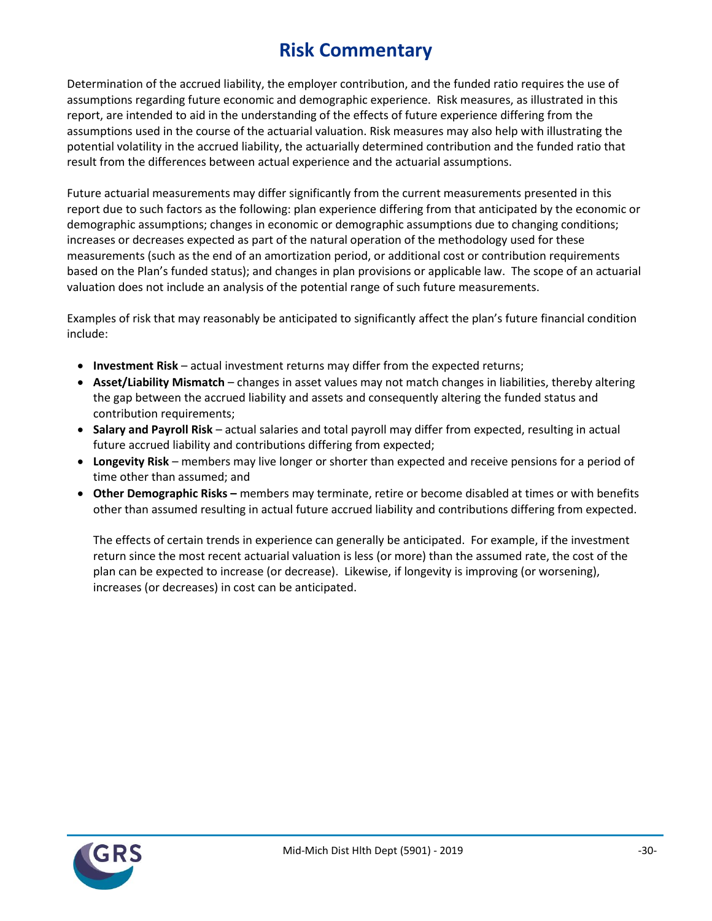# Risk Commentary

Determination of the accrued liability, the employer contribution, and the funded ratio requires the use of assumptions regarding future economic and demographic experience. Risk measures, as illustrated in this report, are intended to aid in the understanding of the effects of future experience differing from the assumptions used in the course of the actuarial valuation. Risk measures may also help with illustrating the potential volatility in the accrued liability, the actuarially determined contribution and the funded ratio that result from the differences between actual experience and the actuarial assumptions.

Future actuarial measurements may differ significantly from the current measurements presented in this report due to such factors as the following: plan experience differing from that anticipated by the economic or demographic assumptions; changes in economic or demographic assumptions due to changing conditions; increases or decreases expected as part of the natural operation of the methodology used for these measurements (such as the end of an amortization period, or additional cost or contribution requirements based on the Plan's funded status); and changes in plan provisions or applicable law. The scope of an actuarial valuation does not include an analysis of the potential range of such future measurements.

Examples of risk that may reasonably be anticipated to significantly affect the plan's future financial condition include:

- **Investment Risk** – actual investment returns may differ from the expected returns;
- **Asset/Liability Mismatch** – changes in asset values may not match changes in liabilities, thereby altering the gap between the accrued liability and assets and consequently altering the funded status and contribution requirements;
- **Salary and Payroll Risk** – actual salaries and total payroll may differ from expected, resulting in actual future accrued liability and contributions differing from expected;
- **Longevity Risk** – members may live longer or shorter than expected and receive pensions for a period of time other than assumed; and
- **Other Demographic Risks –** members may terminate, retire or become disabled at times or with benefits other than assumed resulting in actual future accrued liability and contributions differing from expected.

  The effects of certain trends in experience can generally be anticipated. For example, if the investment return since the most recent actuarial valuation is less (or more) than the assumed rate, the cost of the plan can be expected to increase (or decrease). Likewise, if longevity is improving (or worsening), increases (or decreases) in cost can be anticipated.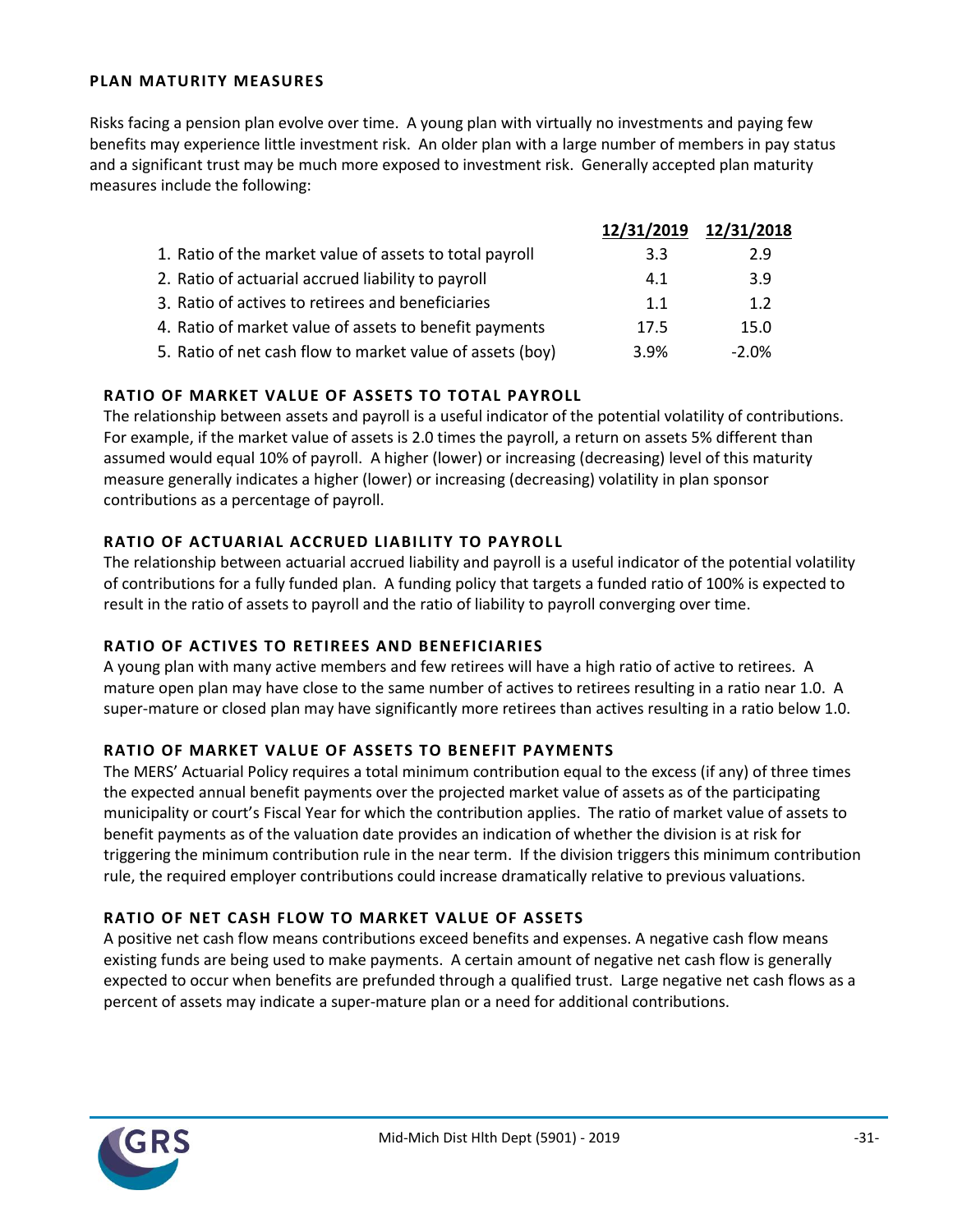## PLAN MATURITY MEASURES

Risks facing a pension plan evolve over time. A young plan with virtually no investments and paying few benefits may experience little investment risk. An older plan with a large number of members in pay status and a significant trust may be much more exposed to investment risk. Generally accepted plan maturity measures include the following:

| | 12/31/2019 | 12/31/2018 |
|---|---|---|
| 1. Ratio of the market value of assets to total payroll | 3.3 | 2.9 |
| 2. Ratio of actuarial accrued liability to payroll | 4.1 | 3.9 |
| 3. Ratio of actives to retirees and beneficiaries | 1.1 | 1.2 |
| 4. Ratio of market value of assets to benefit payments | 17.5 | 15.0 |
| 5. Ratio of net cash flow to market value of assets (boy) | 3.9% | -2.0% |

### RATIO OF MARKET VALUE OF ASSETS TO TOTAL PAYROLL

The relationship between assets and payroll is a useful indicator of the potential volatility of contributions. For example, if the market value of assets is 2.0 times the payroll, a return on assets 5% different than assumed would equal 10% of payroll. A higher (lower) or increasing (decreasing) level of this maturity measure generally indicates a higher (lower) or increasing (decreasing) volatility in plan sponsor contributions as a percentage of payroll.

### RATIO OF ACTUARIAL ACCRUED LIABILITY TO PAYROLL

The relationship between actuarial accrued liability and payroll is a useful indicator of the potential volatility of contributions for a fully funded plan. A funding policy that targets a funded ratio of 100% is expected to result in the ratio of assets to payroll and the ratio of liability to payroll converging over time.

### RATIO OF ACTIVES TO RETIREES AND BENEFICIARIES

A young plan with many active members and few retirees will have a high ratio of active to retirees. A mature open plan may have close to the same number of actives to retirees resulting in a ratio near 1.0. A super-mature or closed plan may have significantly more retirees than actives resulting in a ratio below 1.0.

### RATIO OF MARKET VALUE OF ASSETS TO BENEFIT PAYMENTS

The MERS' Actuarial Policy requires a total minimum contribution equal to the excess (if any) of three times the expected annual benefit payments over the projected market value of assets as of the participating municipality or court's Fiscal Year for which the contribution applies. The ratio of market value of assets to benefit payments as of the valuation date provides an indication of whether the division is at risk for triggering the minimum contribution rule in the near term. If the division triggers this minimum contribution rule, the required employer contributions could increase dramatically relative to previous valuations.

### RATIO OF NET CASH FLOW TO MARKET VALUE OF ASSETS

A positive net cash flow means contributions exceed benefits and expenses. A negative cash flow means existing funds are being used to make payments. A certain amount of negative net cash flow is generally expected to occur when benefits are prefunded through a qualified trust. Large negative net cash flows as a percent of assets may indicate a super-mature plan or a need for additional contributions.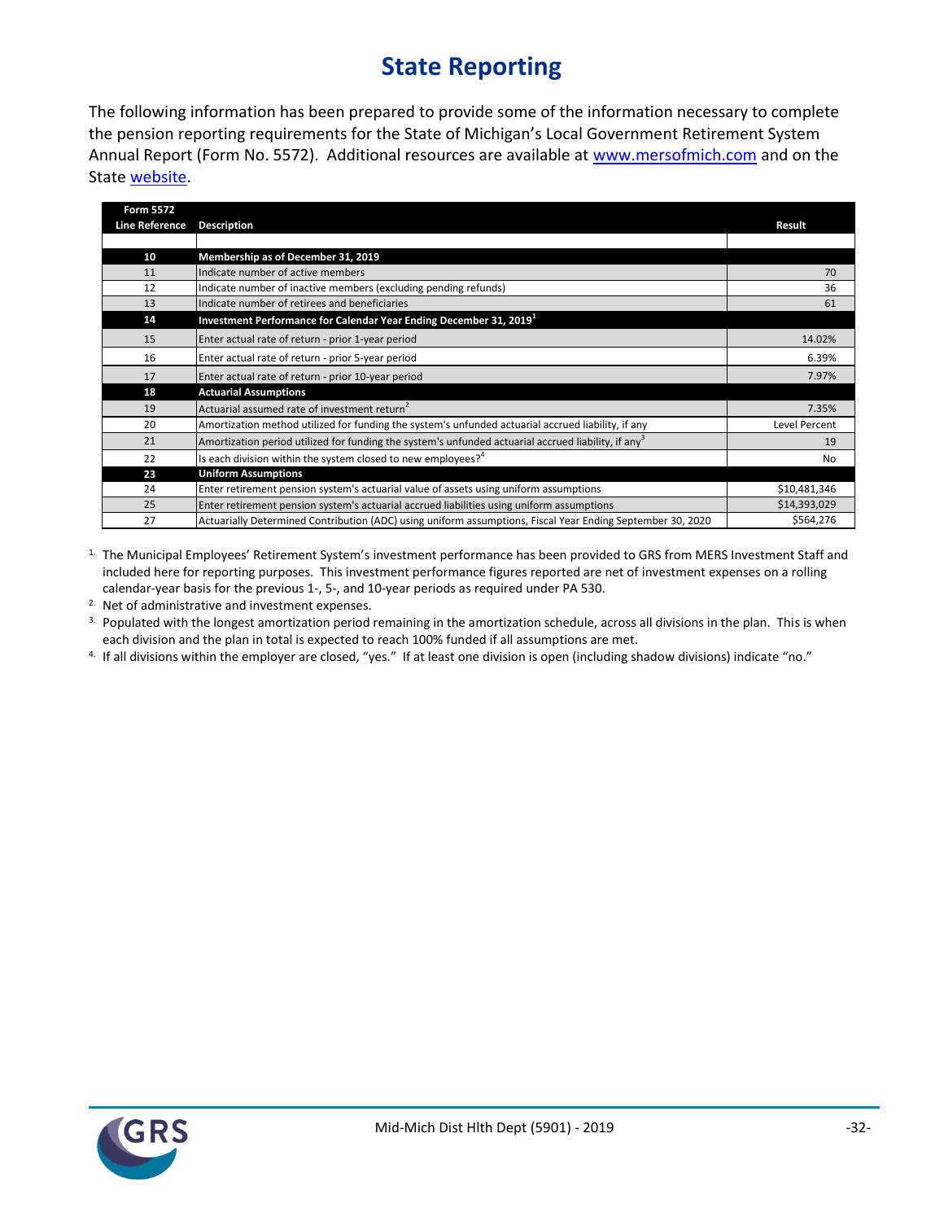# State Reporting

The following information has been prepared to provide some of the information necessary to complete the pension reporting requirements for the State of Michigan's Local Government Retirement System Annual Report (Form No. 5572). Additional resources are available at www.mersofmich.com and on the State website.

| Form 5572 Line Reference | Description | Result |
|---|---|---|
| | | |
| **10** | **Membership as of December 31, 2019** | |
| 11 | Indicate number of active members | 70 |
| 12 | Indicate number of inactive members (excluding pending refunds) | 36 |
| 13 | Indicate number of retirees and beneficiaries | 61 |
| **14** | **Investment Performance for Calendar Year Ending December 31, 2019[1]** | |
| 15 | Enter actual rate of return - prior 1-year period | 14.02% |
| 16 | Enter actual rate of return - prior 5-year period | 6.39% |
| 17 | Enter actual rate of return - prior 10-year period | 7.97% |
| **18** | **Actuarial Assumptions** | |
| 19 | Actuarial assumed rate of investment return[2] | 7.35% |
| 20 | Amortization method utilized for funding the system's unfunded actuarial accrued liability, if any | Level Percent |
| 21 | Amortization period utilized for funding the system's unfunded actuarial accrued liability, if any[3] | 19 |
| 22 | Is each division within the system closed to new employees?[4] | No |
| **23** | **Uniform Assumptions** | |
| 24 | Enter retirement pension system's actuarial value of assets using uniform assumptions | $10,481,346 |
| 25 | Enter retirement pension system's actuarial accrued liabilities using uniform assumptions | $14,393,029 |
| 27 | Actuarially Determined Contribution (ADC) using uniform assumptions, Fiscal Year Ending September 30, 2020 | $564,276 |

1. The Municipal Employees' Retirement System's investment performance has been provided to GRS from MERS Investment Staff and included here for reporting purposes. This investment performance figures reported are net of investment expenses on a rolling calendar-year basis for the previous 1-, 5-, and 10-year periods as required under PA 530.
2. Net of administrative and investment expenses.
3. Populated with the longest amortization period remaining in the amortization schedule, across all divisions in the plan. This is when each division and the plan in total is expected to reach 100% funded if all assumptions are met.
4. If all divisions within the employer are closed, "yes." If at least one division is open (including shadow divisions) indicate "no."